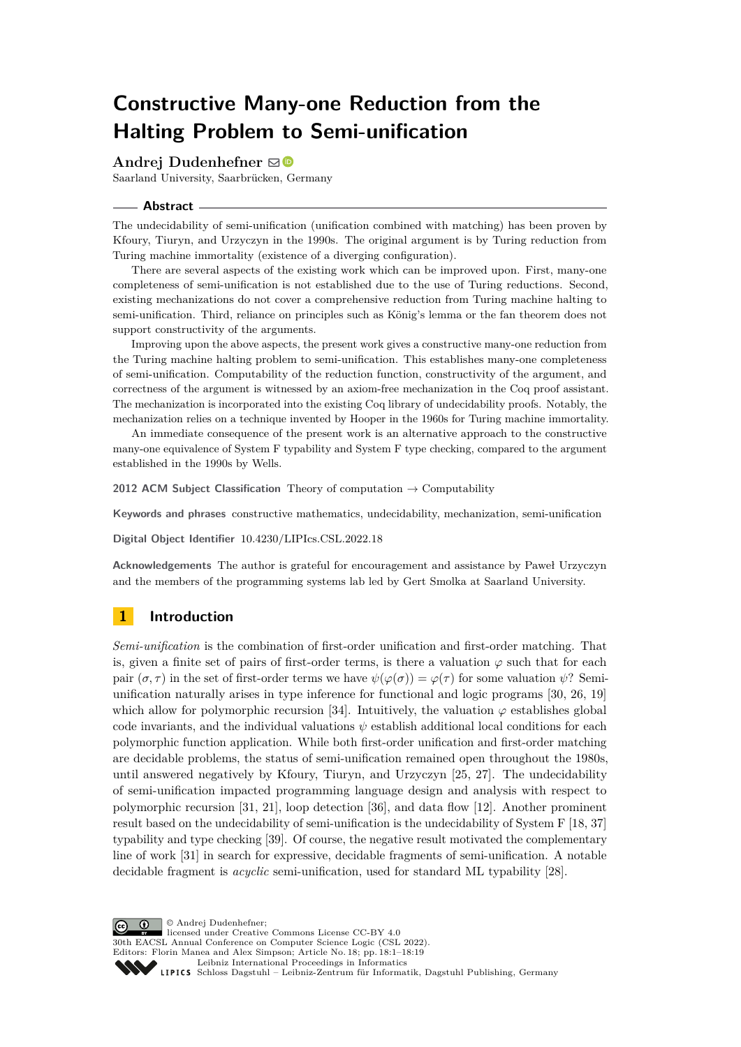# Constructive Many-one Reduction from the Halting Problem to Semi-unification

**Andrej Dudenhefner**

Saarland University, Saarbrücken, Germany

## Abstract

The undecidability of semi-unification (unification combined with matching) has been proven by Kfoury, Tiuryn, and Urzyczyn in the 1990s. The original argument is by Turing reduction from Turing machine immortality (existence of a diverging configuration).

There are several aspects of the existing work which can be improved upon. First, many-one completeness of semi-unification is not established due to the use of Turing reductions. Second, existing mechanizations do not cover a comprehensive reduction from Turing machine halting to semi-unification. Third, reliance on principles such as König's lemma or the fan theorem does not support constructivity of the arguments.

Improving upon the above aspects, the present work gives a constructive many-one reduction from the Turing machine halting problem to semi-unification. This establishes many-one completeness of semi-unification. Computability of the reduction function, constructivity of the argument, and correctness of the argument is witnessed by an axiom-free mechanization in the Coq proof assistant. The mechanization is incorporated into the existing Coq library of undecidability proofs. Notably, the mechanization relies on a technique invented by Hooper in the 1960s for Turing machine immortality.

An immediate consequence of the present work is an alternative approach to the constructive many-one equivalence of System F typability and System F type checking, compared to the argument established in the 1990s by Wells.

**2012 ACM Subject Classification** Theory of computation → Computability

**Keywords and phrases** constructive mathematics, undecidability, mechanization, semi-unification

**Digital Object Identifier** 10.4230/LIPIcs.CSL.2022.18

**Acknowledgements** The author is grateful for encouragement and assistance by Paweł Urzyczyn and the members of the programming systems lab led by Gert Smolka at Saarland University.

## 1 Introduction

*Semi-unification* is the combination of first-order unification and first-order matching. That is, given a finite set of pairs of first-order terms, is there a valuation $\varphi$ such that for each pair $(\sigma, \tau)$ in the set of first-order terms we have $\psi(\varphi(\sigma)) = \varphi(\tau)$ for some valuation $\psi$? Semi-unification naturally arises in type inference for functional and logic programs [30, 26, 19] which allow for polymorphic recursion [34]. Intuitively, the valuation $\varphi$ establishes global code invariants, and the individual valuations $\psi$ establish additional local conditions for each polymorphic function application. While both first-order unification and first-order matching are decidable problems, the status of semi-unification remained open throughout the 1980s, until answered negatively by Kfoury, Tiuryn, and Urzyczyn [25, 27]. The undecidability of semi-unification impacted programming language design and analysis with respect to polymorphic recursion [31, 21], loop detection [36], and data flow [12]. Another prominent result based on the undecidability of semi-unification is the undecidability of System F [18, 37] typability and type checking [39]. Of course, the negative result motivated the complementary line of work [31] in search for expressive, decidable fragments of semi-unification. A notable decidable fragment is *acyclic* semi-unification, used for standard ML typability [28].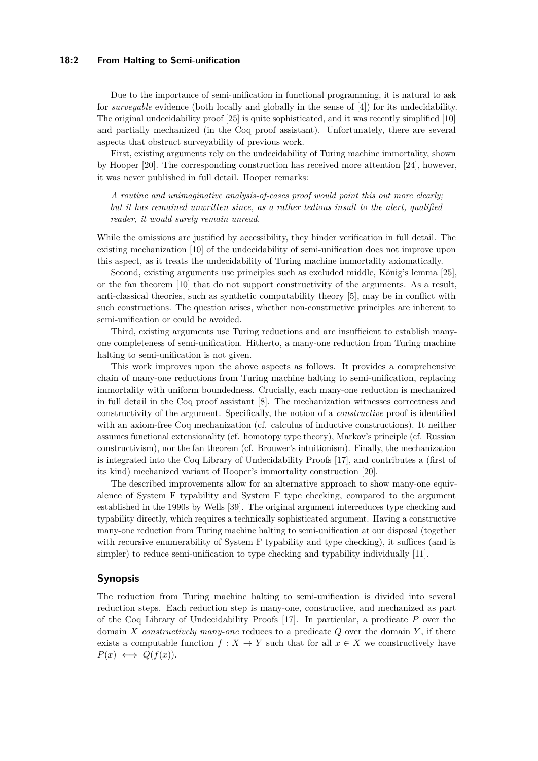Due to the importance of semi-unification in functional programming, it is natural to ask for *surveyable* evidence (both locally and globally in the sense of [4]) for its undecidability. The original undecidability proof [25] is quite sophisticated, and it was recently simplified [10] and partially mechanized (in the Coq proof assistant). Unfortunately, there are several aspects that obstruct surveyability of previous work.

First, existing arguments rely on the undecidability of Turing machine immortality, shown by Hooper [20]. The corresponding construction has received more attention [24], however, it was never published in full detail. Hooper remarks:

> *A routine and unimaginative analysis-of-cases proof would point this out more clearly; but it has remained unwritten since, as a rather tedious insult to the alert, qualified reader, it would surely remain unread.*

While the omissions are justified by accessibility, they hinder verification in full detail. The existing mechanization [10] of the undecidability of semi-unification does not improve upon this aspect, as it treats the undecidability of Turing machine immortality axiomatically.

Second, existing arguments use principles such as excluded middle, König's lemma [25], or the fan theorem [10] that do not support constructivity of the arguments. As a result, anti-classical theories, such as synthetic computability theory [5], may be in conflict with such constructions. The question arises, whether non-constructive principles are inherent to semi-unification or could be avoided.

Third, existing arguments use Turing reductions and are insufficient to establish many-one completeness of semi-unification. Hitherto, a many-one reduction from Turing machine halting to semi-unification is not given.

This work improves upon the above aspects as follows. It provides a comprehensive chain of many-one reductions from Turing machine halting to semi-unification, replacing immortality with uniform boundedness. Crucially, each many-one reduction is mechanized in full detail in the Coq proof assistant [8]. The mechanization witnesses correctness and constructivity of the argument. Specifically, the notion of a *constructive* proof is identified with an axiom-free Coq mechanization (cf. calculus of inductive constructions). It neither assumes functional extensionality (cf. homotopy type theory), Markov's principle (cf. Russian constructivism), nor the fan theorem (cf. Brouwer's intuitionism). Finally, the mechanization is integrated into the Coq Library of Undecidability Proofs [17], and contributes a (first of its kind) mechanized variant of Hooper's immortality construction [20].

The described improvements allow for an alternative approach to show many-one equivalence of System F typability and System F type checking, compared to the argument established in the 1990s by Wells [39]. The original argument interreduces type checking and typability directly, which requires a technically sophisticated argument. Having a constructive many-one reduction from Turing machine halting to semi-unification at our disposal (together with recursive enumerability of System F typability and type checking), it suffices (and is simpler) to reduce semi-unification to type checking and typability individually [11].

## Synopsis

The reduction from Turing machine halting to semi-unification is divided into several reduction steps. Each reduction step is many-one, constructive, and mechanized as part of the Coq Library of Undecidability Proofs [17]. In particular, a predicate $P$ over the domain $X$ *constructively many-one* reduces to a predicate $Q$ over the domain $Y$, if there exists a computable function $f : X \to Y$ such that for all $x \in X$ we constructively have $P(x) \iff Q(f(x))$.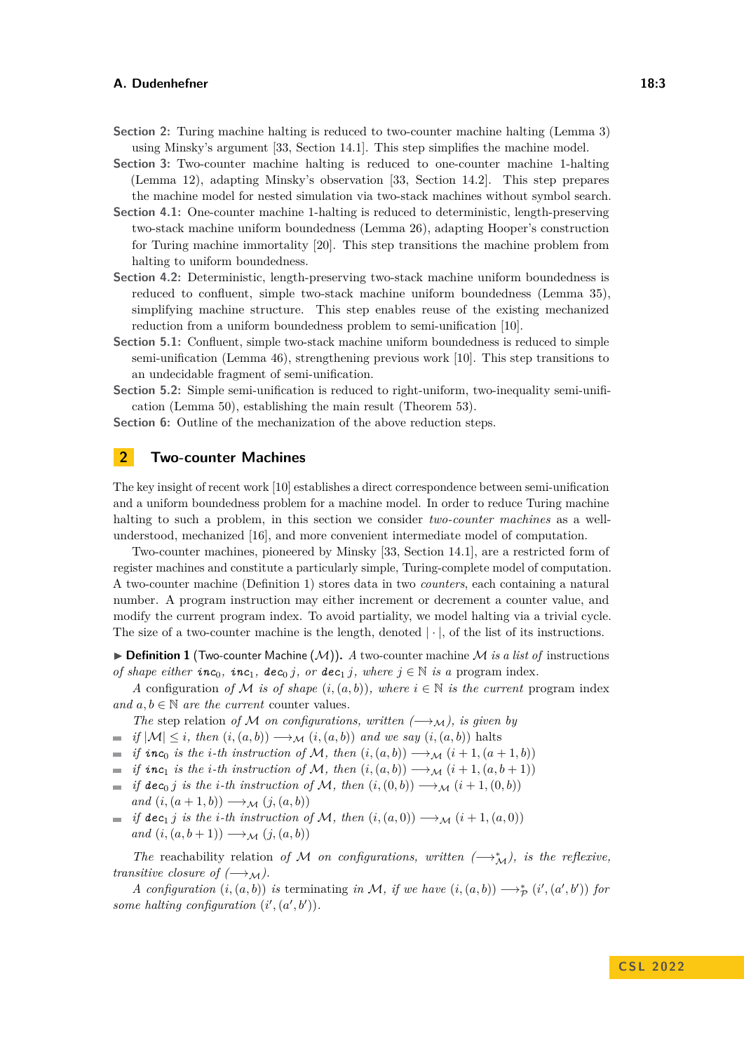**Section 2:** Turing machine halting is reduced to two-counter machine halting (Lemma 3) using Minsky's argument [33, Section 14.1]. This step simplifies the machine model.

**Section 3:** Two-counter machine halting is reduced to one-counter machine 1-halting (Lemma 12), adapting Minsky's observation [33, Section 14.2]. This step prepares the machine model for nested simulation via two-stack machines without symbol search.

**Section 4.1:** One-counter machine 1-halting is reduced to deterministic, length-preserving two-stack machine uniform boundedness (Lemma 26), adapting Hooper's construction for Turing machine immortality [20]. This step transitions the machine problem from halting to uniform boundedness.

**Section 4.2:** Deterministic, length-preserving two-stack machine uniform boundedness is reduced to confluent, simple two-stack machine uniform boundedness (Lemma 35), simplifying machine structure. This step enables reuse of the existing mechanized reduction from a uniform boundedness problem to semi-unification [10].

**Section 5.1:** Confluent, simple two-stack machine uniform boundedness is reduced to simple semi-unification (Lemma 46), strengthening previous work [10]. This step transitions to an undecidable fragment of semi-unification.

**Section 5.2:** Simple semi-unification is reduced to right-uniform, two-inequality semi-unification (Lemma 50), establishing the main result (Theorem 53).

**Section 6:** Outline of the mechanization of the above reduction steps.

## 2 Two-counter Machines

The key insight of recent work [10] establishes a direct correspondence between semi-unification and a uniform boundedness problem for a machine model. In order to reduce Turing machine halting to such a problem, in this section we consider *two-counter machines* as a well-understood, mechanized [16], and more convenient intermediate model of computation.

Two-counter machines, pioneered by Minsky [33, Section 14.1], are a restricted form of register machines and constitute a particularly simple, Turing-complete model of computation. A two-counter machine (Definition 1) stores data in two *counters*, each containing a natural number. A program instruction may either increment or decrement a counter value, and modify the current program index. To avoid partiality, we model halting via a trivial cycle. The size of a two-counter machine is the length, denoted $|\cdot|$, of the list of its instructions.

▶ **Definition 1** (Two-counter Machine ($\mathcal{M}$)). *A* two-counter machine $\mathcal{M}$ *is a list of* instructions *of shape either* $\mathtt{inc}_0$, $\mathtt{inc}_1$, $\mathtt{dec}_0\, j$, *or* $\mathtt{dec}_1\, j$, *where* $j \in \mathbb{N}$ *is a* program index.

*A* configuration *of* $\mathcal{M}$ *is of shape* $(i,(a,b))$, *where* $i \in \mathbb{N}$ *is the current* program index *and* $a, b \in \mathbb{N}$ *are the current* counter values.

*The* step relation *of* $\mathcal{M}$ *on configurations, written* $(\longrightarrow_{\mathcal{M}})$, *is given by*

- *if* $|\mathcal{M}| \leq i$, *then* $(i,(a,b)) \longrightarrow_{\mathcal{M}} (i,(a,b))$ *and we say* $(i,(a,b))$ halts
- *if* $\mathtt{inc}_0$ *is the* $i$*-th instruction of* $\mathcal{M}$, *then* $(i,(a,b)) \longrightarrow_{\mathcal{M}} (i+1,(a+1,b))$
- *if* $\mathtt{inc}_1$ *is the* $i$*-th instruction of* $\mathcal{M}$, *then* $(i,(a,b)) \longrightarrow_{\mathcal{M}} (i+1,(a,b+1))$
- *if* $\mathtt{dec}_0\, j$ *is the* $i$*-th instruction of* $\mathcal{M}$, *then* $(i,(0,b)) \longrightarrow_{\mathcal{M}} (i+1,(0,b))$ *and* $(i,(a+1,b)) \longrightarrow_{\mathcal{M}} (j,(a,b))$
- *if* $\mathtt{dec}_1\, j$ *is the* $i$*-th instruction of* $\mathcal{M}$, *then* $(i,(a,0)) \longrightarrow_{\mathcal{M}} (i+1,(a,0))$ *and* $(i,(a,b+1)) \longrightarrow_{\mathcal{M}} (j,(a,b))$

*The* reachability relation *of* $\mathcal{M}$ *on configurations, written* $(\longrightarrow^*_{\mathcal{M}})$, *is the reflexive, transitive closure of* $(\longrightarrow_{\mathcal{M}})$.

*A configuration* $(i,(a,b))$ *is* terminating *in* $\mathcal{M}$, *if we have* $(i,(a,b)) \longrightarrow^*_{\mathcal{P}} (i',(a',b'))$ *for some halting configuration* $(i',(a',b'))$.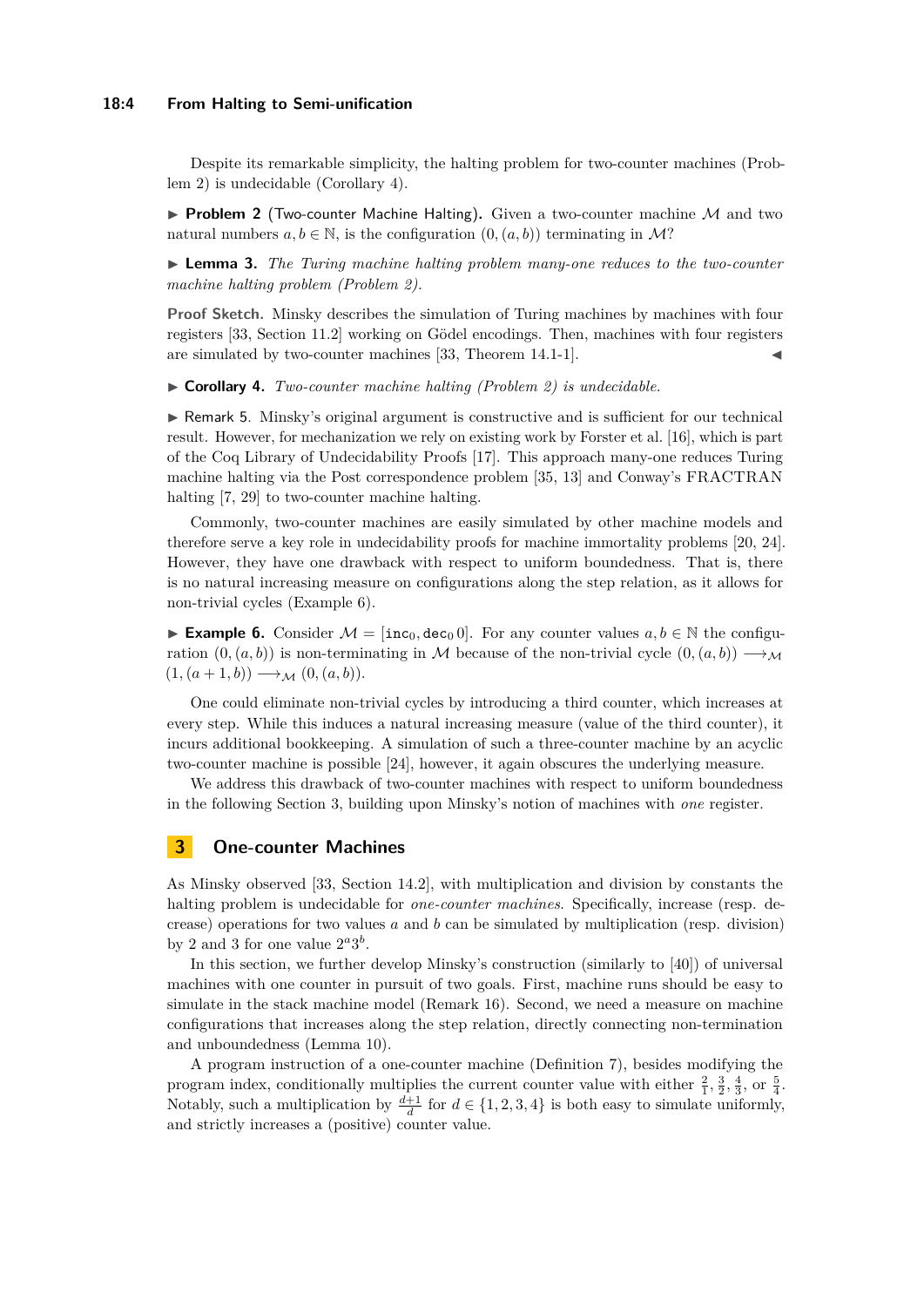Despite its remarkable simplicity, the halting problem for two-counter machines (Problem 2) is undecidable (Corollary 4).

▶ **Problem 2** (Two-counter Machine Halting)**.** Given a two-counter machine $\mathcal{M}$ and two natural numbers $a, b \in \mathbb{N}$, is the configuration $(0, (a, b))$ terminating in $\mathcal{M}$?

▶ **Lemma 3.** *The Turing machine halting problem many-one reduces to the two-counter machine halting problem (Problem 2).*

**Proof Sketch.** Minsky describes the simulation of Turing machines by machines with four registers [33, Section 11.2] working on Gödel encodings. Then, machines with four registers are simulated by two-counter machines [33, Theorem 14.1-1]. ◀

▶ **Corollary 4.** *Two-counter machine halting (Problem 2) is undecidable.*

▶ Remark 5. Minsky's original argument is constructive and is sufficient for our technical result. However, for mechanization we rely on existing work by Forster et al. [16], which is part of the Coq Library of Undecidability Proofs [17]. This approach many-one reduces Turing machine halting via the Post correspondence problem [35, 13] and Conway's FRACTRAN halting [7, 29] to two-counter machine halting.

Commonly, two-counter machines are easily simulated by other machine models and therefore serve a key role in undecidability proofs for machine immortality problems [20, 24]. However, they have one drawback with respect to uniform boundedness. That is, there is no natural increasing measure on configurations along the step relation, as it allows for non-trivial cycles (Example 6).

▶ **Example 6.** Consider $\mathcal{M} = [\texttt{inc}_0, \texttt{dec}_0\, 0]$. For any counter values $a, b \in \mathbb{N}$ the configuration $(0, (a, b))$ is non-terminating in $\mathcal{M}$ because of the non-trivial cycle $(0, (a, b)) \longrightarrow_{\mathcal{M}} (1, (a + 1, b)) \longrightarrow_{\mathcal{M}} (0, (a, b))$.

One could eliminate non-trivial cycles by introducing a third counter, which increases at every step. While this induces a natural increasing measure (value of the third counter), it incurs additional bookkeeping. A simulation of such a three-counter machine by an acyclic two-counter machine is possible [24], however, it again obscures the underlying measure.

We address this drawback of two-counter machines with respect to uniform boundedness in the following Section 3, building upon Minsky's notion of machines with *one* register.

## 3 One-counter Machines

As Minsky observed [33, Section 14.2], with multiplication and division by constants the halting problem is undecidable for *one-counter machines*. Specifically, increase (resp. decrease) operations for two values $a$ and $b$ can be simulated by multiplication (resp. division) by 2 and 3 for one value $2^a 3^b$.

In this section, we further develop Minsky's construction (similarly to [40]) of universal machines with one counter in pursuit of two goals. First, machine runs should be easy to simulate in the stack machine model (Remark 16). Second, we need a measure on machine configurations that increases along the step relation, directly connecting non-termination and unboundedness (Lemma 10).

A program instruction of a one-counter machine (Definition 7), besides modifying the program index, conditionally multiplies the current counter value with either $\frac{2}{1}$, $\frac{3}{2}$, $\frac{4}{3}$, or $\frac{5}{4}$. Notably, such a multiplication by $\frac{d+1}{d}$ for $d \in \{1, 2, 3, 4\}$ is both easy to simulate uniformly, and strictly increases a (positive) counter value.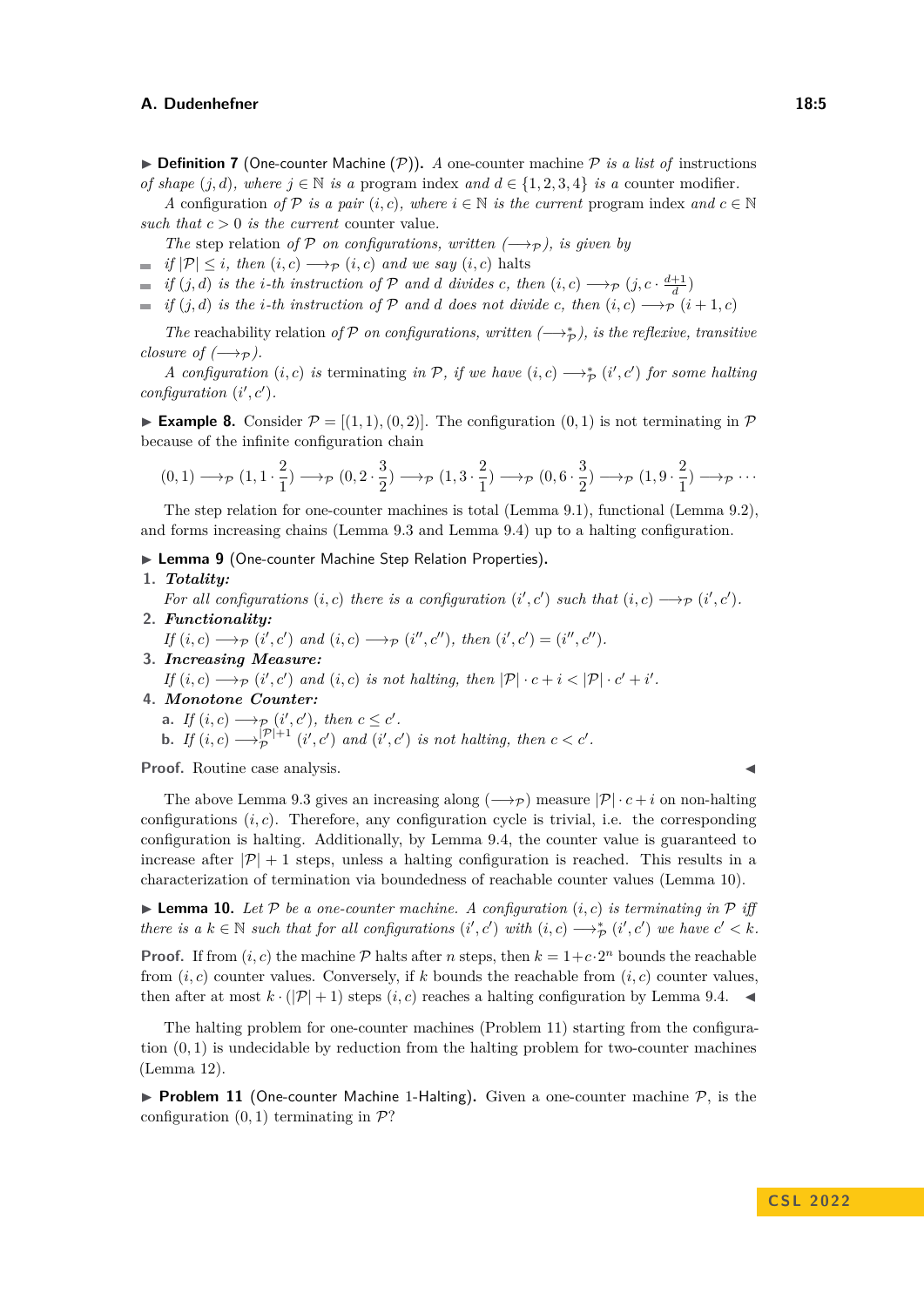▶ **Definition 7** (One-counter Machine ($\mathcal{P}$))**.** *A* one-counter machine $\mathcal{P}$ *is a list of* instructions *of shape* $(j, d)$*, where* $j \in \mathbb{N}$ *is a* program index *and* $d \in \{1, 2, 3, 4\}$ *is a* counter modifier*.*

*A* configuration *of* $\mathcal{P}$ *is a pair* $(i, c)$*, where* $i \in \mathbb{N}$ *is the current* program index *and* $c \in \mathbb{N}$ *such that* $c > 0$ *is the current* counter value*.*

*The* step relation *of* $\mathcal{P}$ *on configurations, written* $(\longrightarrow_{\mathcal{P}})$*, is given by*

- *if* $|\mathcal{P}| \leq i$*, then* $(i, c) \longrightarrow_{\mathcal{P}} (i, c)$ *and we say* $(i, c)$ halts
- *if* $(j, d)$ *is the* $i$*-th instruction of* $\mathcal{P}$ *and* $d$ *divides* $c$*, then* $(i, c) \longrightarrow_{\mathcal{P}} (j, c \cdot \frac{d+1}{d})$
- *if* $(j, d)$ *is the* $i$*-th instruction of* $\mathcal{P}$ *and* $d$ *does not divide* $c$*, then* $(i, c) \longrightarrow_{\mathcal{P}} (i + 1, c)$

*The* reachability relation *of* $\mathcal{P}$ *on configurations, written* $(\longrightarrow^*_{\mathcal{P}})$*, is the reflexive, transitive closure of* $(\longrightarrow_{\mathcal{P}})$*.*

*A configuration* $(i, c)$ *is* terminating *in* $\mathcal{P}$*, if we have* $(i, c) \longrightarrow^*_{\mathcal{P}} (i', c')$ *for some halting configuration* $(i', c')$*.*

▶ **Example 8.** Consider $\mathcal{P} = [(1, 1), (0, 2)]$. The configuration $(0, 1)$ is not terminating in $\mathcal{P}$ because of the infinite configuration chain

$$(0, 1) \longrightarrow_{\mathcal{P}} (1, 1 \cdot \frac{2}{1}) \longrightarrow_{\mathcal{P}} (0, 2 \cdot \frac{3}{2}) \longrightarrow_{\mathcal{P}} (1, 3 \cdot \frac{2}{1}) \longrightarrow_{\mathcal{P}} (0, 6 \cdot \frac{3}{2}) \longrightarrow_{\mathcal{P}} (1, 9 \cdot \frac{2}{1}) \longrightarrow_{\mathcal{P}} \cdots$$

The step relation for one-counter machines is total (Lemma 9.1), functional (Lemma 9.2), and forms increasing chains (Lemma 9.3 and Lemma 9.4) up to a halting configuration.

▶ **Lemma 9** (One-counter Machine Step Relation Properties)**.**

1. ***Totality:***
   *For all configurations* $(i, c)$ *there is a configuration* $(i', c')$ *such that* $(i, c) \longrightarrow_{\mathcal{P}} (i', c')$*.*
2. ***Functionality:***
   *If* $(i, c) \longrightarrow_{\mathcal{P}} (i', c')$ *and* $(i, c) \longrightarrow_{\mathcal{P}} (i'', c'')$*, then* $(i', c') = (i'', c'')$*.*
3. ***Increasing Measure:***
   *If* $(i, c) \longrightarrow_{\mathcal{P}} (i', c')$ *and* $(i, c)$ *is not halting, then* $|\mathcal{P}| \cdot c + i < |\mathcal{P}| \cdot c' + i'$*.*
4. ***Monotone Counter:***
   a. *If* $(i, c) \longrightarrow_{\mathcal{P}} (i', c')$*, then* $c \leq c'$*.*
   b. *If* $(i, c) \longrightarrow^{|\mathcal{P}|+1}_{\mathcal{P}} (i', c')$ *and* $(i', c')$ *is not halting, then* $c < c'$*.*

**Proof.** Routine case analysis. ◀

The above Lemma 9.3 gives an increasing along $(\longrightarrow_{\mathcal{P}})$ measure $|\mathcal{P}| \cdot c + i$ on non-halting configurations $(i, c)$. Therefore, any configuration cycle is trivial, i.e. the corresponding configuration is halting. Additionally, by Lemma 9.4, the counter value is guaranteed to increase after $|\mathcal{P}| + 1$ steps, unless a halting configuration is reached. This results in a characterization of termination via boundedness of reachable counter values (Lemma 10).

▶ **Lemma 10.** *Let* $\mathcal{P}$ *be a one-counter machine. A configuration* $(i, c)$ *is terminating in* $\mathcal{P}$ *iff there is a* $k \in \mathbb{N}$ *such that for all configurations* $(i', c')$ *with* $(i, c) \longrightarrow^*_{\mathcal{P}} (i', c')$ *we have* $c' < k$*.*

**Proof.** If from $(i, c)$ the machine $\mathcal{P}$ halts after $n$ steps, then $k = 1 + c \cdot 2^n$ bounds the reachable from $(i, c)$ counter values. Conversely, if $k$ bounds the reachable from $(i, c)$ counter values, then after at most $k \cdot (|\mathcal{P}| + 1)$ steps $(i, c)$ reaches a halting configuration by Lemma 9.4. ◀

The halting problem for one-counter machines (Problem 11) starting from the configuration $(0, 1)$ is undecidable by reduction from the halting problem for two-counter machines (Lemma 12).

▶ **Problem 11** (One-counter Machine 1-Halting)**.** Given a one-counter machine $\mathcal{P}$, is the configuration $(0, 1)$ terminating in $\mathcal{P}$?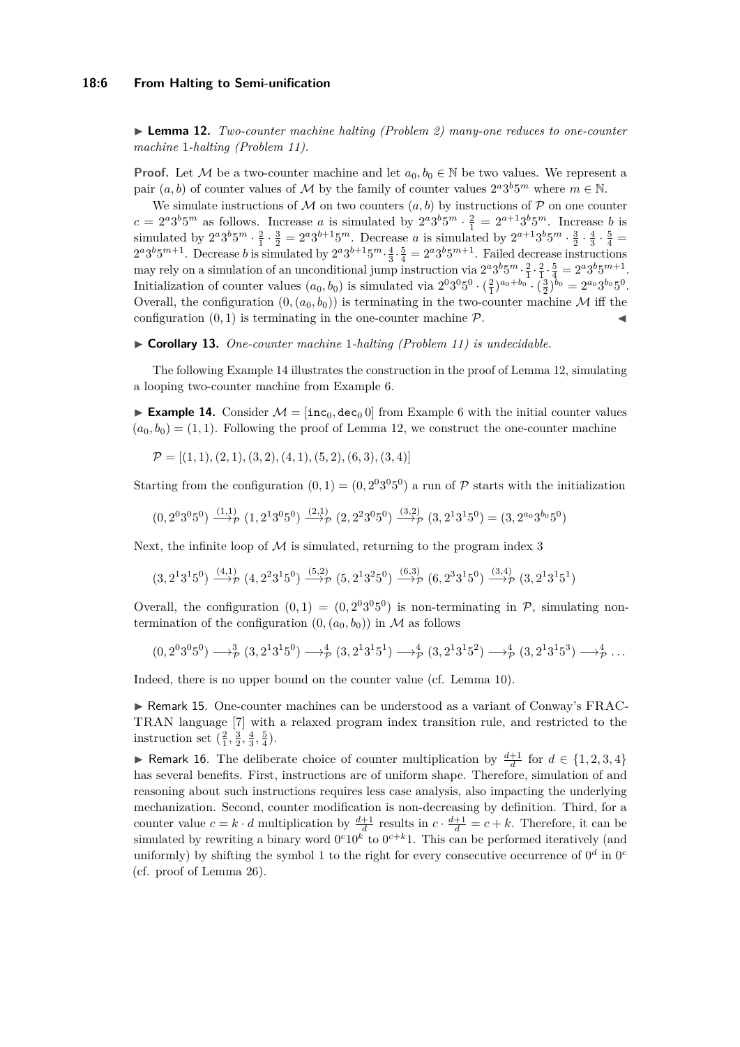▶ **Lemma 12.** *Two-counter machine halting (Problem 2) many-one reduces to one-counter machine* 1*-halting (Problem 11).*

**Proof.** Let $\mathcal{M}$ be a two-counter machine and let $a_0, b_0 \in \mathbb{N}$ be two values. We represent a pair $(a, b)$ of counter values of $\mathcal{M}$ by the family of counter values $2^a 3^b 5^m$ where $m \in \mathbb{N}$.

We simulate instructions of $\mathcal{M}$ on two counters $(a, b)$ by instructions of $\mathcal{P}$ on one counter $c = 2^a 3^b 5^m$ as follows. Increase $a$ is simulated by $2^a 3^b 5^m \cdot \frac{2}{1} = 2^{a+1} 3^b 5^m$. Increase $b$ is simulated by $2^a 3^b 5^m \cdot \frac{2}{1} \cdot \frac{3}{2} = 2^a 3^{b+1} 5^m$. Decrease $a$ is simulated by $2^{a+1} 3^b 5^m \cdot \frac{3}{2} \cdot \frac{4}{3} \cdot \frac{5}{4} = 2^a 3^b 5^{m+1}$. Decrease $b$ is simulated by $2^a 3^{b+1} 5^m \cdot \frac{4}{3} \cdot \frac{5}{4} = 2^a 3^b 5^{m+1}$. Failed decrease instructions may rely on a simulation of an unconditional jump instruction via $2^a 3^b 5^m \cdot \frac{2}{1} \cdot \frac{2}{1} \cdot \frac{5}{4} = 2^a 3^b 5^{m+1}$. Initialization of counter values $(a_0, b_0)$ is simulated via $2^0 3^0 5^0 \cdot (\frac{2}{1})^{a_0+b_0} \cdot (\frac{3}{2})^{b_0} = 2^{a_0} 3^{b_0} 5^0$. Overall, the configuration $(0, (a_0, b_0))$ is terminating in the two-counter machine $\mathcal{M}$ iff the configuration $(0, 1)$ is terminating in the one-counter machine $\mathcal{P}$. ◀

▶ **Corollary 13.** *One-counter machine* 1*-halting (Problem 11) is undecidable.*

The following Example 14 illustrates the construction in the proof of Lemma 12, simulating a looping two-counter machine from Example 6.

▶ **Example 14.** Consider $\mathcal{M} = [\mathtt{inc}_0, \mathtt{dec}_0\, 0]$ from Example 6 with the initial counter values $(a_0, b_0) = (1, 1)$. Following the proof of Lemma 12, we construct the one-counter machine

$$\mathcal{P} = [(1, 1), (2, 1), (3, 2), (4, 1), (5, 2), (6, 3), (3, 4)]$$

Starting from the configuration $(0, 1) = (0, 2^0 3^0 5^0)$ a run of $\mathcal{P}$ starts with the initialization

$$(0, 2^0 3^0 5^0) \xrightarrow{(1,1)}_{\mathcal{P}} (1, 2^1 3^0 5^0) \xrightarrow{(2,1)}_{\mathcal{P}} (2, 2^2 3^0 5^0) \xrightarrow{(3,2)}_{\mathcal{P}} (3, 2^1 3^1 5^0) = (3, 2^{a_0} 3^{b_0} 5^0)$$

Next, the infinite loop of $\mathcal{M}$ is simulated, returning to the program index 3

$$(3, 2^1 3^1 5^0) \xrightarrow{(4,1)}_{\mathcal{P}} (4, 2^2 3^1 5^0) \xrightarrow{(5,2)}_{\mathcal{P}} (5, 2^1 3^2 5^0) \xrightarrow{(6,3)}_{\mathcal{P}} (6, 2^3 3^1 5^0) \xrightarrow{(3,4)}_{\mathcal{P}} (3, 2^1 3^1 5^1)$$

Overall, the configuration $(0, 1) = (0, 2^0 3^0 5^0)$ is non-terminating in $\mathcal{P}$, simulating non-termination of the configuration $(0, (a_0, b_0))$ in $\mathcal{M}$ as follows

$$(0, 2^0 3^0 5^0) \longrightarrow^3_{\mathcal{P}} (3, 2^1 3^1 5^0) \longrightarrow^4_{\mathcal{P}} (3, 2^1 3^1 5^1) \longrightarrow^4_{\mathcal{P}} (3, 2^1 3^1 5^2) \longrightarrow^4_{\mathcal{P}} (3, 2^1 3^1 5^3) \longrightarrow^4_{\mathcal{P}} \ldots$$

Indeed, there is no upper bound on the counter value (cf. Lemma 10).

▶ Remark 15. One-counter machines can be understood as a variant of Conway's FRACTRAN language [7] with a relaxed program index transition rule, and restricted to the instruction set $(\frac{2}{1}, \frac{3}{2}, \frac{4}{3}, \frac{5}{4})$.

▶ Remark 16. The deliberate choice of counter multiplication by $\frac{d+1}{d}$ for $d \in \{1, 2, 3, 4\}$ has several benefits. First, instructions are of uniform shape. Therefore, simulation of and reasoning about such instructions requires less case analysis, also impacting the underlying mechanization. Second, counter modification is non-decreasing by definition. Third, for a counter value $c = k \cdot d$ multiplication by $\frac{d+1}{d}$ results in $c \cdot \frac{d+1}{d} = c + k$. Therefore, it can be simulated by rewriting a binary word $0^c 1 0^k$ to $0^{c+k} 1$. This can be performed iteratively (and uniformly) by shifting the symbol 1 to the right for every consecutive occurrence of $0^d$ in $0^c$ (cf. proof of Lemma 26).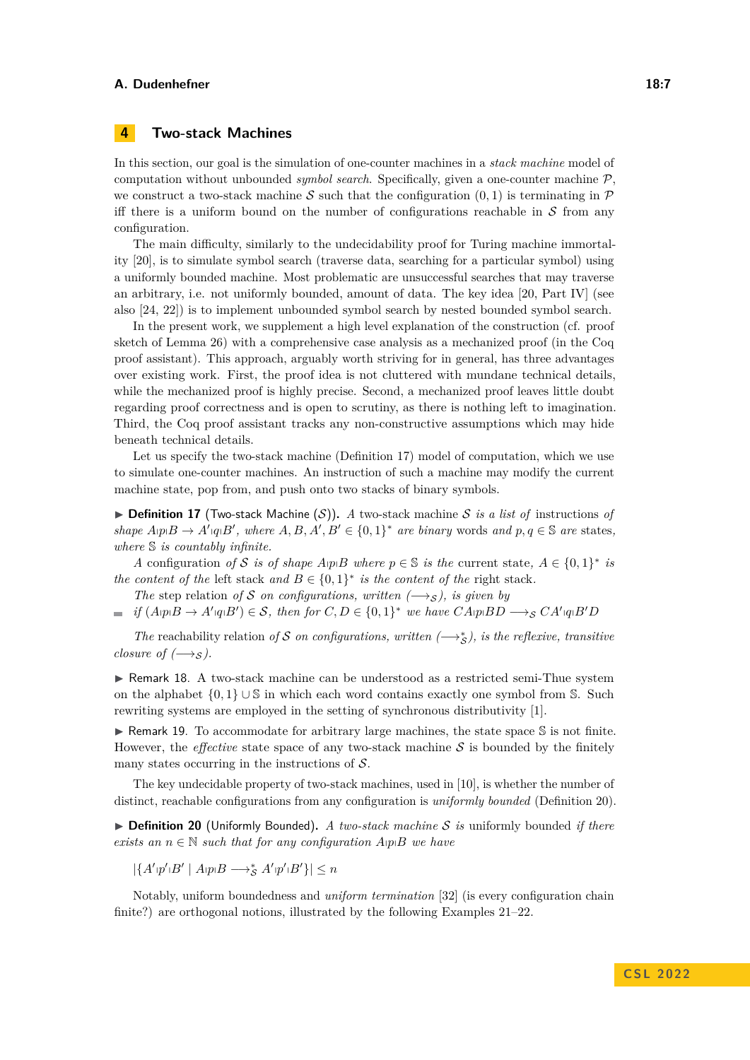## 4 Two-stack Machines

In this section, our goal is the simulation of one-counter machines in a *stack machine* model of computation without unbounded *symbol search*. Specifically, given a one-counter machine $\mathcal{P}$, we construct a two-stack machine $\mathcal{S}$ such that the configuration $(0, 1)$ is terminating in $\mathcal{P}$ iff there is a uniform bound on the number of configurations reachable in $\mathcal{S}$ from any configuration.

The main difficulty, similarly to the undecidability proof for Turing machine immortality [20], is to simulate symbol search (traverse data, searching for a particular symbol) using a uniformly bounded machine. Most problematic are unsuccessful searches that may traverse an arbitrary, i.e. not uniformly bounded, amount of data. The key idea [20, Part IV] (see also [24, 22]) is to implement unbounded symbol search by nested bounded symbol search.

In the present work, we supplement a high level explanation of the construction (cf. proof sketch of Lemma 26) with a comprehensive case analysis as a mechanized proof (in the Coq proof assistant). This approach, arguably worth striving for in general, has three advantages over existing work. First, the proof idea is not cluttered with mundane technical details, while the mechanized proof is highly precise. Second, a mechanized proof leaves little doubt regarding proof correctness and is open to scrutiny, as there is nothing left to imagination. Third, the Coq proof assistant tracks any non-constructive assumptions which may hide beneath technical details.

Let us specify the two-stack machine (Definition 17) model of computation, which we use to simulate one-counter machines. An instruction of such a machine may modify the current machine state, pop from, and push onto two stacks of binary symbols.

▶ **Definition 17** (Two-stack Machine ($\mathcal{S}$)). *A two-stack machine $\mathcal{S}$ is a list of instructions of shape $A\llcorner p\lrcorner B \to A'\llcorner q\lrcorner B'$, where $A, B, A', B' \in \{0,1\}^*$ are binary words and $p, q \in \mathbb{S}$ are states, where $\mathbb{S}$ is countably infinite.*

*A configuration of $\mathcal{S}$ is of shape $A\llcorner p\lrcorner B$ where $p \in \mathbb{S}$ is the current state, $A \in \{0,1\}^*$ is the content of the left stack and $B \in \{0,1\}^*$ is the content of the right stack.*

*The step relation of $\mathcal{S}$ on configurations, written $(\longrightarrow_{\mathcal{S}})$, is given by*

- *if $(A\llcorner p\lrcorner B \to A'\llcorner q\lrcorner B') \in \mathcal{S}$, then for $C, D \in \{0,1\}^*$ we have $CA\llcorner p\lrcorner BD \longrightarrow_{\mathcal{S}} CA'\llcorner q\lrcorner B'D$*

*The reachability relation of $\mathcal{S}$ on configurations, written $(\longrightarrow^*_{\mathcal{S}})$, is the reflexive, transitive closure of $(\longrightarrow_{\mathcal{S}})$.*

▶ Remark 18. A two-stack machine can be understood as a restricted semi-Thue system on the alphabet $\{0,1\} \cup \mathbb{S}$ in which each word contains exactly one symbol from $\mathbb{S}$. Such rewriting systems are employed in the setting of synchronous distributivity [1].

▶ Remark 19. To accommodate for arbitrary large machines, the state space $\mathbb{S}$ is not finite. However, the *effective* state space of any two-stack machine $\mathcal{S}$ is bounded by the finitely many states occurring in the instructions of $\mathcal{S}$.

The key undecidable property of two-stack machines, used in [10], is whether the number of distinct, reachable configurations from any configuration is *uniformly bounded* (Definition 20).

▶ **Definition 20** (Uniformly Bounded). *A two-stack machine $\mathcal{S}$ is uniformly bounded if there exists an $n \in \mathbb{N}$ such that for any configuration $A\llcorner p\lrcorner B$ we have*

$$|\{A'\llcorner p'\lrcorner B' \mid A\llcorner p\lrcorner B \longrightarrow^*_{\mathcal{S}} A'\llcorner p'\lrcorner B'\}| \leq n$$

Notably, uniform boundedness and *uniform termination* [32] (is every configuration chain finite?) are orthogonal notions, illustrated by the following Examples 21–22.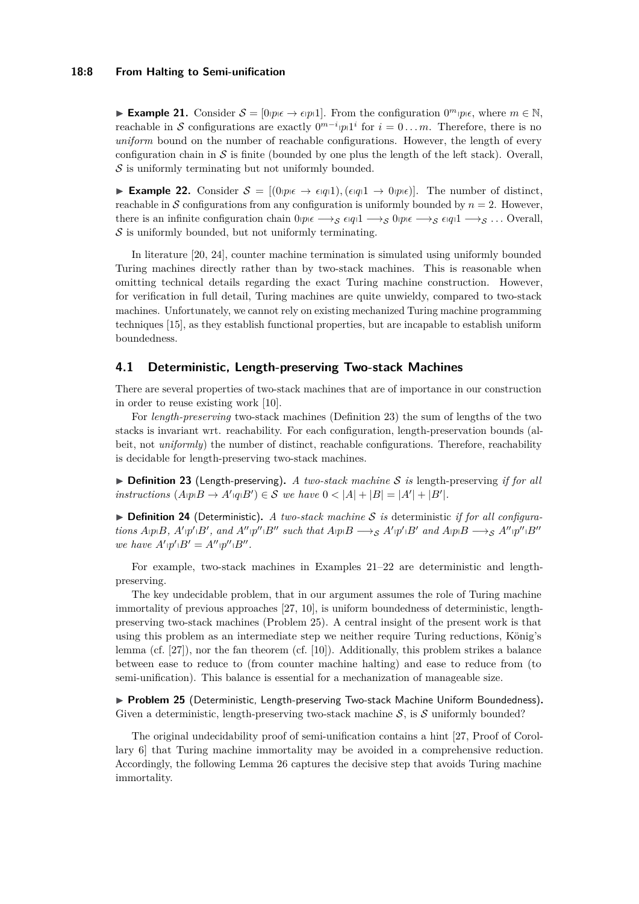▶ **Example 21.** Consider $\mathcal{S} = [0_{|}p_{|}\epsilon \to \epsilon_{|}p_{|}1]$. From the configuration $0^m{}_{|}p_{|}\epsilon$, where $m \in \mathbb{N}$, reachable in $\mathcal{S}$ configurations are exactly $0^{m-i}{}_{|}p_{|}1^i$ for $i = 0 \dots m$. Therefore, there is no *uniform* bound on the number of reachable configurations. However, the length of every configuration chain in $\mathcal{S}$ is finite (bounded by one plus the length of the left stack). Overall, $\mathcal{S}$ is uniformly terminating but not uniformly bounded.

▶ **Example 22.** Consider $\mathcal{S} = [(0_{|}p_{|}\epsilon \to \epsilon_{|}q_{|}1), (\epsilon_{|}q_{|}1 \to 0_{|}p_{|}\epsilon)]$. The number of distinct, reachable in $\mathcal{S}$ configurations from any configuration is uniformly bounded by $n = 2$. However, there is an infinite configuration chain $0_{|}p_{|}\epsilon \longrightarrow_{\mathcal{S}} \epsilon_{|}q_{|}1 \longrightarrow_{\mathcal{S}} 0_{|}p_{|}\epsilon \longrightarrow_{\mathcal{S}} \epsilon_{|}q_{|}1 \longrightarrow_{\mathcal{S}} \dots$ Overall, $\mathcal{S}$ is uniformly bounded, but not uniformly terminating.

In literature [20, 24], counter machine termination is simulated using uniformly bounded Turing machines directly rather than by two-stack machines. This is reasonable when omitting technical details regarding the exact Turing machine construction. However, for verification in full detail, Turing machines are quite unwieldy, compared to two-stack machines. Unfortunately, we cannot rely on existing mechanized Turing machine programming techniques [15], as they establish functional properties, but are incapable to establish uniform boundedness.

## 4.1 Deterministic, Length-preserving Two-stack Machines

There are several properties of two-stack machines that are of importance in our construction in order to reuse existing work [10].

For *length-preserving* two-stack machines (Definition 23) the sum of lengths of the two stacks is invariant wrt. reachability. For each configuration, length-preservation bounds (albeit, not *uniformly*) the number of distinct, reachable configurations. Therefore, reachability is decidable for length-preserving two-stack machines.

▶ **Definition 23** (Length-preserving). *A two-stack machine $\mathcal{S}$ is* length-preserving *if for all instructions $(A_{|}p_{|}B \to A'_{|}q_{|}B') \in \mathcal{S}$ we have $0 < |A| + |B| = |A'| + |B'|$.*

▶ **Definition 24** (Deterministic). *A two-stack machine $\mathcal{S}$ is* deterministic *if for all configurations $A_{|}p_{|}B$, $A'_{|}p'_{|}B'$, and $A''_{|}p''_{|}B''$ such that $A_{|}p_{|}B \longrightarrow_{\mathcal{S}} A'_{|}p'_{|}B'$ and $A_{|}p_{|}B \longrightarrow_{\mathcal{S}} A''_{|}p''_{|}B''$ we have $A'_{|}p'_{|}B' = A''_{|}p''_{|}B''$.*

For example, two-stack machines in Examples 21–22 are deterministic and length-preserving.

The key undecidable problem, that in our argument assumes the role of Turing machine immortality of previous approaches [27, 10], is uniform boundedness of deterministic, length-preserving two-stack machines (Problem 25). A central insight of the present work is that using this problem as an intermediate step we neither require Turing reductions, König's lemma (cf. [27]), nor the fan theorem (cf. [10]). Additionally, this problem strikes a balance between ease to reduce to (from counter machine halting) and ease to reduce from (to semi-unification). This balance is essential for a mechanization of manageable size.

▶ **Problem 25** (Deterministic, Length-preserving Two-stack Machine Uniform Boundedness)**.** Given a deterministic, length-preserving two-stack machine $\mathcal{S}$, is $\mathcal{S}$ uniformly bounded?

The original undecidability proof of semi-unification contains a hint [27, Proof of Corollary 6] that Turing machine immortality may be avoided in a comprehensive reduction. Accordingly, the following Lemma 26 captures the decisive step that avoids Turing machine immortality.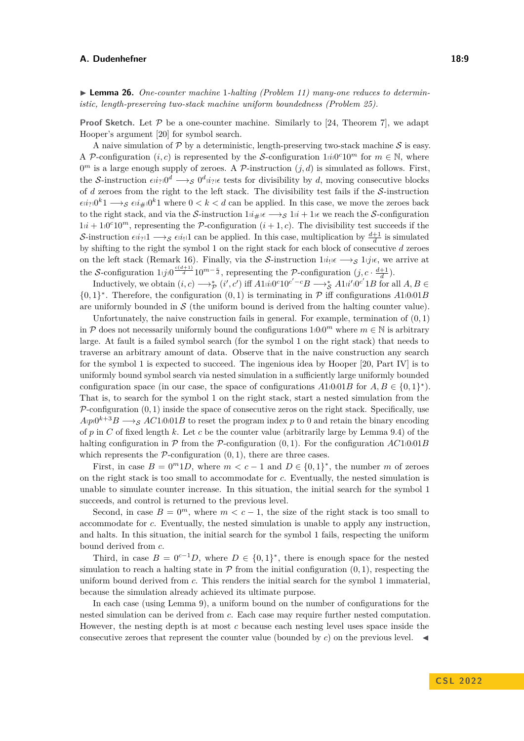▶ **Lemma 26.** *One-counter machine* 1*-halting (Problem 11) many-one reduces to deterministic, length-preserving two-stack machine uniform boundedness (Problem 25).*

**Proof Sketch.** Let $\mathcal{P}$ be a one-counter machine. Similarly to [24, Theorem 7], we adapt Hooper's argument [20] for symbol search.

A naive simulation of $\mathcal{P}$ by a deterministic, length-preserving two-stack machine $\mathcal{S}$ is easy. A $\mathcal{P}$-configuration $(i, c)$ is represented by the $\mathcal{S}$-configuration $1|i|0^c10^m$ for $m \in \mathbb{N}$, where $0^m$ is a large enough supply of zeroes. A $\mathcal{P}$-instruction $(j, d)$ is simulated as follows. First, the $\mathcal{S}$-instruction $\epsilon|i_?|0^d \longrightarrow_{\mathcal{S}} 0^d|i_?|\epsilon$ tests for divisibility by $d$, moving consecutive blocks of $d$ zeroes from the right to the left stack. The divisibility test fails if the $\mathcal{S}$-instruction $\epsilon|i_?|0^k1 \longrightarrow_{\mathcal{S}} \epsilon|i_\#|0^k1$ where $0 < k < d$ can be applied. In this case, we move the zeroes back to the right stack, and via the $\mathcal{S}$-instruction $1|i_\#|\epsilon \longrightarrow_{\mathcal{S}} 1|i+1|\epsilon$ we reach the $\mathcal{S}$-configuration $1|i+1|0^c10^m$, representing the $\mathcal{P}$-configuration $(i+1, c)$. The divisibility test succeeds if the $\mathcal{S}$-instruction $\epsilon|i_?|1 \longrightarrow_{\mathcal{S}} \epsilon|i_!|1$ can be applied. In this case, multiplication by $\frac{d+1}{d}$ is simulated by shifting to the right the symbol 1 on the right stack for each block of consecutive $d$ zeroes on the left stack (Remark 16). Finally, via the $\mathcal{S}$-instruction $1|i_!|\epsilon \longrightarrow_{\mathcal{S}} 1|j|\epsilon$, we arrive at the $\mathcal{S}$-configuration $1|j|0^{\frac{c(d+1)}{d}}10^{m-\frac{c}{d}}$, representing the $\mathcal{P}$-configuration $(j, c \cdot \frac{d+1}{d})$.

Inductively, we obtain $(i, c) \longrightarrow^*_{\mathcal{P}} (i', c')$ iff $A1|i|0^c10^{c'-c}B \longrightarrow^*_{\mathcal{S}} A1|i'|0^{c'}1B$ for all $A, B \in \{0, 1\}^*$. Therefore, the configuration $(0, 1)$ is terminating in $\mathcal{P}$ iff configurations $A1|0|01B$ are uniformly bounded in $\mathcal{S}$ (the uniform bound is derived from the halting counter value).

Unfortunately, the naive construction fails in general. For example, termination of $(0, 1)$ in $\mathcal{P}$ does not necessarily uniformly bound the configurations $1|0|0^m$ where $m \in \mathbb{N}$ is arbitrary large. At fault is a failed symbol search (for the symbol 1 on the right stack) that needs to traverse an arbitrary amount of data. Observe that in the naive construction any search for the symbol 1 is expected to succeed. The ingenious idea by Hooper [20, Part IV] is to uniformly bound symbol search via nested simulation in a sufficiently large uniformly bounded configuration space (in our case, the space of configurations $A1|0|01B$ for $A, B \in \{0, 1\}^*$). That is, to search for the symbol 1 on the right stack, start a nested simulation from the $\mathcal{P}$-configuration $(0, 1)$ inside the space of consecutive zeros on the right stack. Specifically, use $A|p|0^{k+3}B \longrightarrow_{\mathcal{S}} AC1|0|01B$ to reset the program index $p$ to 0 and retain the binary encoding of $p$ in $C$ of fixed length $k$. Let $c$ be the counter value (arbitrarily large by Lemma 9.4) of the halting configuration in $\mathcal{P}$ from the $\mathcal{P}$-configuration $(0, 1)$. For the configuration $AC1|0|01B$ which represents the $\mathcal{P}$-configuration $(0, 1)$, there are three cases.

First, in case $B = 0^m1D$, where $m < c - 1$ and $D \in \{0, 1\}^*$, the number $m$ of zeroes on the right stack is too small to accommodate for $c$. Eventually, the nested simulation is unable to simulate counter increase. In this situation, the initial search for the symbol 1 succeeds, and control is returned to the previous level.

Second, in case $B = 0^m$, where $m < c - 1$, the size of the right stack is too small to accommodate for $c$. Eventually, the nested simulation is unable to apply any instruction, and halts. In this situation, the initial search for the symbol 1 fails, respecting the uniform bound derived from $c$.

Third, in case $B = 0^{c-1}D$, where $D \in \{0, 1\}^*$, there is enough space for the nested simulation to reach a halting state in $\mathcal{P}$ from the initial configuration $(0, 1)$, respecting the uniform bound derived from $c$. This renders the initial search for the symbol 1 immaterial, because the simulation already achieved its ultimate purpose.

In each case (using Lemma 9), a uniform bound on the number of configurations for the nested simulation can be derived from $c$. Each case may require further nested computation. However, the nesting depth is at most $c$ because each nesting level uses space inside the consecutive zeroes that represent the counter value (bounded by $c$) on the previous level. ◀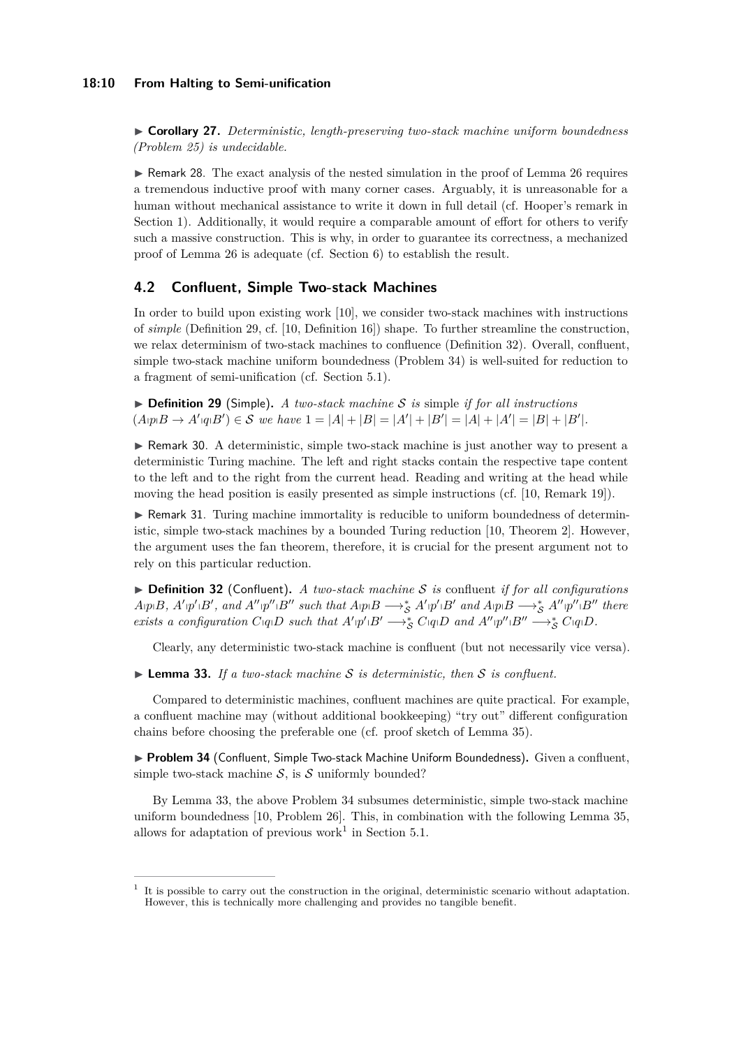▶ **Corollary 27.** *Deterministic, length-preserving two-stack machine uniform boundedness (Problem 25) is undecidable.*

▶ Remark 28. The exact analysis of the nested simulation in the proof of Lemma 26 requires a tremendous inductive proof with many corner cases. Arguably, it is unreasonable for a human without mechanical assistance to write it down in full detail (cf. Hooper's remark in Section 1). Additionally, it would require a comparable amount of effort for others to verify such a massive construction. This is why, in order to guarantee its correctness, a mechanized proof of Lemma 26 is adequate (cf. Section 6) to establish the result.

## 4.2 Confluent, Simple Two-stack Machines

In order to build upon existing work [10], we consider two-stack machines with instructions of *simple* (Definition 29, cf. [10, Definition 16]) shape. To further streamline the construction, we relax determinism of two-stack machines to confluence (Definition 32). Overall, confluent, simple two-stack machine uniform boundedness (Problem 34) is well-suited for reduction to a fragment of semi-unification (cf. Section 5.1).

▶ **Definition 29** (Simple)**.** *A two-stack machine $\mathcal{S}$ is* simple *if for all instructions* $(A{\scriptstyle|}p{\scriptstyle|}B \to A'{\scriptstyle|}q{\scriptstyle|}B') \in \mathcal{S}$ *we have* $1 = |A| + |B| = |A'| + |B'| = |A| + |A'| = |B| + |B'|$.

▶ Remark 30. A deterministic, simple two-stack machine is just another way to present a deterministic Turing machine. The left and right stacks contain the respective tape content to the left and to the right from the current head. Reading and writing at the head while moving the head position is easily presented as simple instructions (cf. [10, Remark 19]).

▶ Remark 31. Turing machine immortality is reducible to uniform boundedness of deterministic, simple two-stack machines by a bounded Turing reduction [10, Theorem 2]. However, the argument uses the fan theorem, therefore, it is crucial for the present argument not to rely on this particular reduction.

▶ **Definition 32** (Confluent)**.** *A two-stack machine $\mathcal{S}$ is* confluent *if for all configurations* $A{\scriptstyle|}p{\scriptstyle|}B$*,* $A'{\scriptstyle|}p'{\scriptstyle|}B'$*, and* $A''{\scriptstyle|}p''{\scriptstyle|}B''$ *such that* $A{\scriptstyle|}p{\scriptstyle|}B \longrightarrow^*_{\mathcal{S}} A'{\scriptstyle|}p'{\scriptstyle|}B'$ *and* $A{\scriptstyle|}p{\scriptstyle|}B \longrightarrow^*_{\mathcal{S}} A''{\scriptstyle|}p''{\scriptstyle|}B''$ *there exists a configuration* $C{\scriptstyle|}q{\scriptstyle|}D$ *such that* $A'{\scriptstyle|}p'{\scriptstyle|}B' \longrightarrow^*_{\mathcal{S}} C{\scriptstyle|}q{\scriptstyle|}D$ *and* $A''{\scriptstyle|}p''{\scriptstyle|}B'' \longrightarrow^*_{\mathcal{S}} C{\scriptstyle|}q{\scriptstyle|}D$*.*

Clearly, any deterministic two-stack machine is confluent (but not necessarily vice versa).

▶ **Lemma 33.** *If a two-stack machine $\mathcal{S}$ is deterministic, then $\mathcal{S}$ is confluent.*

Compared to deterministic machines, confluent machines are quite practical. For example, a confluent machine may (without additional bookkeeping) "try out" different configuration chains before choosing the preferable one (cf. proof sketch of Lemma 35).

▶ **Problem 34** (Confluent, Simple Two-stack Machine Uniform Boundedness)**.** Given a confluent, simple two-stack machine $\mathcal{S}$, is $\mathcal{S}$ uniformly bounded?

By Lemma 33, the above Problem 34 subsumes deterministic, simple two-stack machine uniform boundedness [10, Problem 26]. This, in combination with the following Lemma 35, allows for adaptation of previous work[1] in Section 5.1.

[1] It is possible to carry out the construction in the original, deterministic scenario without adaptation. However, this is technically more challenging and provides no tangible benefit.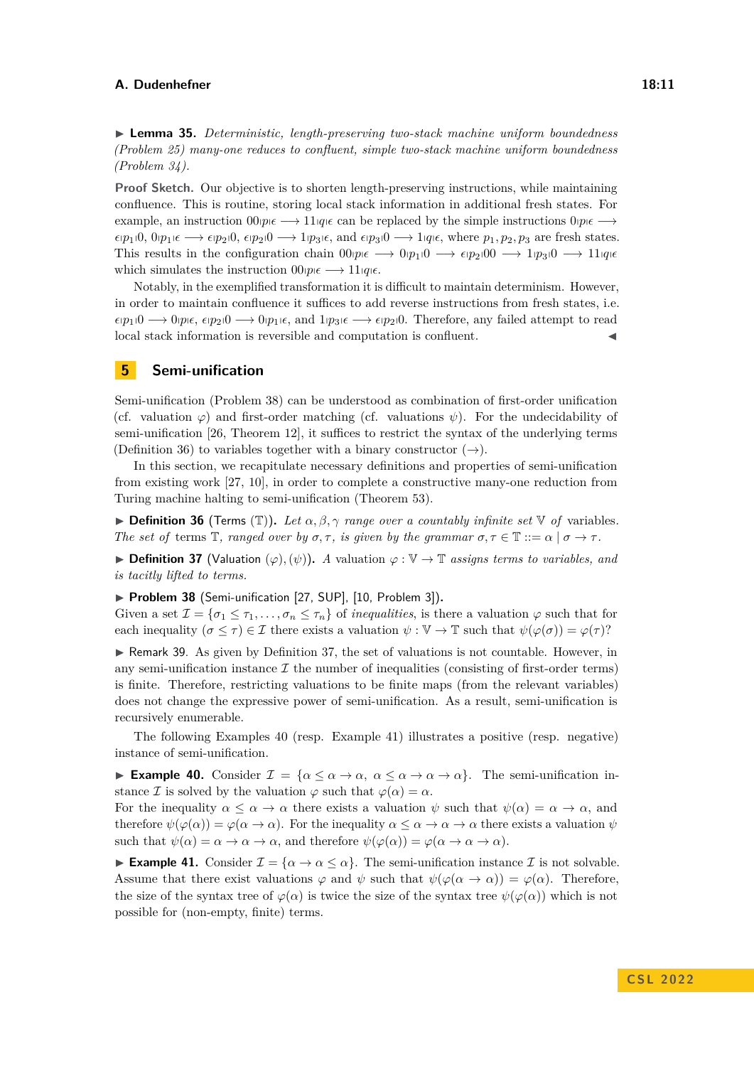▶ **Lemma 35.** *Deterministic, length-preserving two-stack machine uniform boundedness (Problem 25) many-one reduces to confluent, simple two-stack machine uniform boundedness (Problem 34).*

**Proof Sketch.** Our objective is to shorten length-preserving instructions, while maintaining confluence. This is routine, storing local stack information in additional fresh states. For example, an instruction $00{\scriptstyle|}p{\scriptstyle|}\epsilon \longrightarrow 11{\scriptstyle|}q{\scriptstyle|}\epsilon$ can be replaced by the simple instructions $0{\scriptstyle|}p{\scriptstyle|}\epsilon \longrightarrow \epsilon{\scriptstyle|}p_1{\scriptstyle|}0$, $0{\scriptstyle|}p_1{\scriptstyle|}\epsilon \longrightarrow \epsilon{\scriptstyle|}p_2{\scriptstyle|}0$, $\epsilon{\scriptstyle|}p_2{\scriptstyle|}0 \longrightarrow 1{\scriptstyle|}p_3{\scriptstyle|}\epsilon$, and $\epsilon{\scriptstyle|}p_3{\scriptstyle|}0 \longrightarrow 1{\scriptstyle|}q{\scriptstyle|}\epsilon$, where $p_1, p_2, p_3$ are fresh states. This results in the configuration chain $00{\scriptstyle|}p{\scriptstyle|}\epsilon \longrightarrow 0{\scriptstyle|}p_1{\scriptstyle|}0 \longrightarrow \epsilon{\scriptstyle|}p_2{\scriptstyle|}00 \longrightarrow 1{\scriptstyle|}p_3{\scriptstyle|}0 \longrightarrow 11{\scriptstyle|}q{\scriptstyle|}\epsilon$ which simulates the instruction $00{\scriptstyle|}p{\scriptstyle|}\epsilon \longrightarrow 11{\scriptstyle|}q{\scriptstyle|}\epsilon$.

Notably, in the exemplified transformation it is difficult to maintain determinism. However, in order to maintain confluence it suffices to add reverse instructions from fresh states, i.e. $\epsilon{\scriptstyle|}p_1{\scriptstyle|}0 \longrightarrow 0{\scriptstyle|}p{\scriptstyle|}\epsilon$, $\epsilon{\scriptstyle|}p_2{\scriptstyle|}0 \longrightarrow 0{\scriptstyle|}p_1{\scriptstyle|}\epsilon$, and $1{\scriptstyle|}p_3{\scriptstyle|}\epsilon \longrightarrow \epsilon{\scriptstyle|}p_2{\scriptstyle|}0$. Therefore, any failed attempt to read local stack information is reversible and computation is confluent. ◀

## 5 Semi-unification

Semi-unification (Problem 38) can be understood as combination of first-order unification (cf. valuation $\varphi$) and first-order matching (cf. valuations $\psi$). For the undecidability of semi-unification [26, Theorem 12], it suffices to restrict the syntax of the underlying terms (Definition 36) to variables together with a binary constructor $(\rightarrow)$.

In this section, we recapitulate necessary definitions and properties of semi-unification from existing work [27, 10], in order to complete a constructive many-one reduction from Turing machine halting to semi-unification (Theorem 53).

▶ **Definition 36** (Terms $(\mathbb{T})$). *Let $\alpha, \beta, \gamma$ range over a countably infinite set $\mathbb{V}$ of variables. The set of terms $\mathbb{T}$, ranged over by $\sigma, \tau$, is given by the grammar $\sigma, \tau \in \mathbb{T} ::= \alpha \mid \sigma \rightarrow \tau$.*

▶ **Definition 37** (Valuation $(\varphi), (\psi)$). *A valuation $\varphi : \mathbb{V} \rightarrow \mathbb{T}$ assigns terms to variables, and is tacitly lifted to terms.*

▶ **Problem 38** (Semi-unification [27, SUP], [10, Problem 3]). Given a set $\mathcal{I} = \{\sigma_1 \leq \tau_1, \ldots, \sigma_n \leq \tau_n\}$ of *inequalities*, is there a valuation $\varphi$ such that for each inequality $(\sigma \leq \tau) \in \mathcal{I}$ there exists a valuation $\psi : \mathbb{V} \rightarrow \mathbb{T}$ such that $\psi(\varphi(\sigma)) = \varphi(\tau)$?

▶ Remark 39. As given by Definition 37, the set of valuations is not countable. However, in any semi-unification instance $\mathcal{I}$ the number of inequalities (consisting of first-order terms) is finite. Therefore, restricting valuations to be finite maps (from the relevant variables) does not change the expressive power of semi-unification. As a result, semi-unification is recursively enumerable.

The following Examples 40 (resp. Example 41) illustrates a positive (resp. negative) instance of semi-unification.

▶ **Example 40.** Consider $\mathcal{I} = \{\alpha \leq \alpha \rightarrow \alpha,\ \alpha \leq \alpha \rightarrow \alpha \rightarrow \alpha\}$. The semi-unification instance $\mathcal{I}$ is solved by the valuation $\varphi$ such that $\varphi(\alpha) = \alpha$.
For the inequality $\alpha \leq \alpha \rightarrow \alpha$ there exists a valuation $\psi$ such that $\psi(\alpha) = \alpha \rightarrow \alpha$, and therefore $\psi(\varphi(\alpha)) = \varphi(\alpha \rightarrow \alpha)$. For the inequality $\alpha \leq \alpha \rightarrow \alpha \rightarrow \alpha$ there exists a valuation $\psi$ such that $\psi(\alpha) = \alpha \rightarrow \alpha \rightarrow \alpha$, and therefore $\psi(\varphi(\alpha)) = \varphi(\alpha \rightarrow \alpha \rightarrow \alpha)$.

▶ **Example 41.** Consider $\mathcal{I} = \{\alpha \rightarrow \alpha \leq \alpha\}$. The semi-unification instance $\mathcal{I}$ is not solvable. Assume that there exist valuations $\varphi$ and $\psi$ such that $\psi(\varphi(\alpha \rightarrow \alpha)) = \varphi(\alpha)$. Therefore, the size of the syntax tree of $\varphi(\alpha)$ is twice the size of the syntax tree $\psi(\varphi(\alpha))$ which is not possible for (non-empty, finite) terms.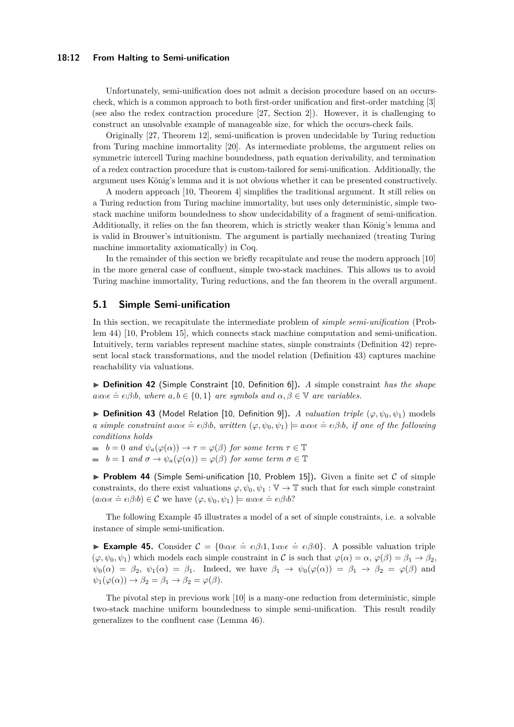Unfortunately, semi-unification does not admit a decision procedure based on an occurs-check, which is a common approach to both first-order unification and first-order matching [3] (see also the redex contraction procedure [27, Section 2]). However, it is challenging to construct an unsolvable example of manageable size, for which the occurs-check fails.

Originally [27, Theorem 12], semi-unification is proven undecidable by Turing reduction from Turing machine immortality [20]. As intermediate problems, the argument relies on symmetric intercell Turing machine boundedness, path equation derivability, and termination of a redex contraction procedure that is custom-tailored for semi-unification. Additionally, the argument uses König's lemma and it is not obvious whether it can be presented constructively.

A modern approach [10, Theorem 4] simplifies the traditional argument. It still relies on a Turing reduction from Turing machine immortality, but uses only deterministic, simple two-stack machine uniform boundedness to show undecidability of a fragment of semi-unification. Additionally, it relies on the fan theorem, which is strictly weaker than König's lemma and is valid in Brouwer's intuitionism. The argument is partially mechanized (treating Turing machine immortality axiomatically) in Coq.

In the remainder of this section we briefly recapitulate and reuse the modern approach [10] in the more general case of confluent, simple two-stack machines. This allows us to avoid Turing machine immortality, Turing reductions, and the fan theorem in the overall argument.

## 5.1 Simple Semi-unification

In this section, we recapitulate the intermediate problem of *simple semi-unification* (Problem 44) [10, Problem 15], which connects stack machine computation and semi-unification. Intuitively, term variables represent machine states, simple constraints (Definition 42) represent local stack transformations, and the model relation (Definition 43) captures machine reachability via valuations.

▶ **Definition 42** (Simple Constraint [10, Definition 6]). *A* simple constraint *has the shape* $a|\alpha|\epsilon \doteq \epsilon|\beta|b$*, where* $a, b \in \{0, 1\}$ *are symbols and* $\alpha, \beta \in \mathbb{V}$ *are variables.*

▶ **Definition 43** (Model Relation [10, Definition 9]). *A valuation triple* $(\varphi, \psi_0, \psi_1)$ models *a simple constraint* $a|\alpha|\epsilon \doteq \epsilon|\beta|b$*, written* $(\varphi, \psi_0, \psi_1) \models a|\alpha|\epsilon \doteq \epsilon|\beta|b$*, if one of the following conditions holds*

- $b = 0$ *and* $\psi_a(\varphi(\alpha)) \to \tau = \varphi(\beta)$ *for some term* $\tau \in \mathbb{T}$
- $b = 1$ *and* $\sigma \to \psi_a(\varphi(\alpha)) = \varphi(\beta)$ *for some term* $\sigma \in \mathbb{T}$

▶ **Problem 44** (Simple Semi-unification [10, Problem 15]). Given a finite set $\mathcal{C}$ of simple constraints, do there exist valuations $\varphi, \psi_0, \psi_1 : \mathbb{V} \to \mathbb{T}$ such that for each simple constraint $(a|\alpha|\epsilon \doteq \epsilon|\beta|b) \in \mathcal{C}$ we have $(\varphi, \psi_0, \psi_1) \models a|\alpha|\epsilon \doteq \epsilon|\beta|b$?

The following Example 45 illustrates a model of a set of simple constraints, i.e. a solvable instance of simple semi-unification.

▶ **Example 45.** Consider $\mathcal{C} = \{0|\alpha|\epsilon \doteq \epsilon|\beta|1, 1|\alpha|\epsilon \doteq \epsilon|\beta|0\}$. A possible valuation triple $(\varphi, \psi_0, \psi_1)$ which models each simple constraint in $\mathcal{C}$ is such that $\varphi(\alpha) = \alpha$, $\varphi(\beta) = \beta_1 \to \beta_2$, $\psi_0(\alpha) = \beta_2$, $\psi_1(\alpha) = \beta_1$. Indeed, we have $\beta_1 \to \psi_0(\varphi(\alpha)) = \beta_1 \to \beta_2 = \varphi(\beta)$ and $\psi_1(\varphi(\alpha)) \to \beta_2 = \beta_1 \to \beta_2 = \varphi(\beta)$.

The pivotal step in previous work [10] is a many-one reduction from deterministic, simple two-stack machine uniform boundedness to simple semi-unification. This result readily generalizes to the confluent case (Lemma 46).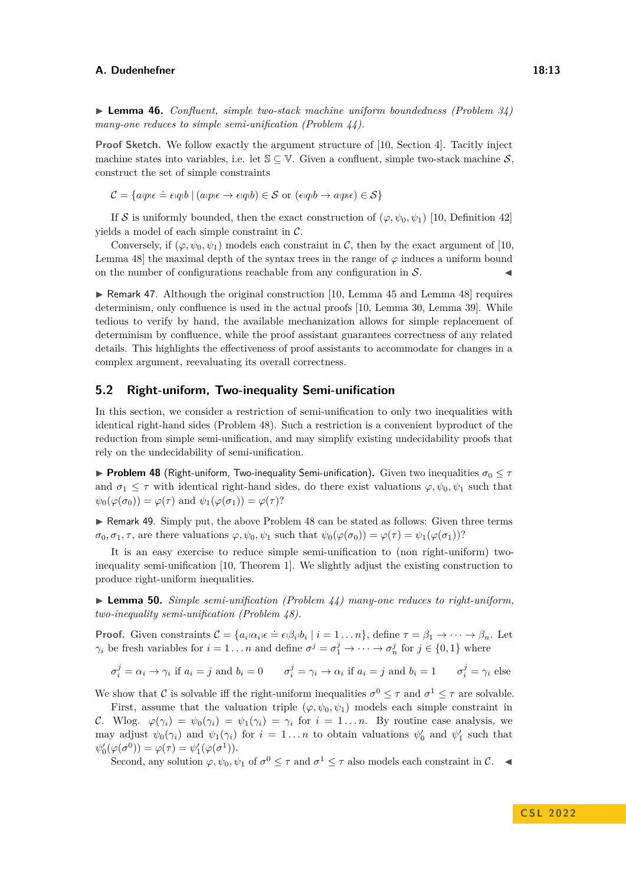▶ **Lemma 46.** *Confluent, simple two-stack machine uniform boundedness (Problem 34) many-one reduces to simple semi-unification (Problem 44).*

**Proof Sketch.** We follow exactly the argument structure of [10, Section 4]. Tacitly inject machine states into variables, i.e. let $\mathbb{S} \subseteq \mathbb{V}$. Given a confluent, simple two-stack machine $\mathcal{S}$, construct the set of simple constraints

$$\mathcal{C} = \{a \shortmid p \shortmid \epsilon \doteq \epsilon \shortmid q \shortmid b \mid (a \shortmid p \shortmid \epsilon \to \epsilon \shortmid q \shortmid b) \in \mathcal{S} \text{ or } (\epsilon \shortmid q \shortmid b \to a \shortmid p \shortmid \epsilon) \in \mathcal{S}\}$$

If $\mathcal{S}$ is uniformly bounded, then the exact construction of $(\varphi, \psi_0, \psi_1)$ [10, Definition 42] yields a model of each simple constraint in $\mathcal{C}$.

Conversely, if $(\varphi, \psi_0, \psi_1)$ models each constraint in $\mathcal{C}$, then by the exact argument of [10, Lemma 48] the maximal depth of the syntax trees in the range of $\varphi$ induces a uniform bound on the number of configurations reachable from any configuration in $\mathcal{S}$. ◀

▶ Remark 47. Although the original construction [10, Lemma 45 and Lemma 48] requires determinism, only confluence is used in the actual proofs [10, Lemma 30, Lemma 39]. While tedious to verify by hand, the available mechanization allows for simple replacement of determinism by confluence, while the proof assistant guarantees correctness of any related details. This highlights the effectiveness of proof assistants to accommodate for changes in a complex argument, reevaluating its overall correctness.

## 5.2 Right-uniform, Two-inequality Semi-unification

In this section, we consider a restriction of semi-unification to only two inequalities with identical right-hand sides (Problem 48). Such a restriction is a convenient byproduct of the reduction from simple semi-unification, and may simplify existing undecidability proofs that rely on the undecidability of semi-unification.

▶ **Problem 48** (Right-uniform, Two-inequality Semi-unification)**.** Given two inequalities $\sigma_0 \leq \tau$ and $\sigma_1 \leq \tau$ with identical right-hand sides, do there exist valuations $\varphi, \psi_0, \psi_1$ such that $\psi_0(\varphi(\sigma_0)) = \varphi(\tau)$ and $\psi_1(\varphi(\sigma_1)) = \varphi(\tau)$?

▶ Remark 49. Simply put, the above Problem 48 can be stated as follows: Given three terms $\sigma_0, \sigma_1, \tau$, are there valuations $\varphi, \psi_0, \psi_1$ such that $\psi_0(\varphi(\sigma_0)) = \varphi(\tau) = \psi_1(\varphi(\sigma_1))$?

It is an easy exercise to reduce simple semi-unification to (non right-uniform) two-inequality semi-unification [10, Theorem 1]. We slightly adjust the existing construction to produce right-uniform inequalities.

▶ **Lemma 50.** *Simple semi-unification (Problem 44) many-one reduces to right-uniform, two-inequality semi-unification (Problem 48).*

**Proof.** Given constraints $\mathcal{C} = \{a_i \shortmid \alpha_i \shortmid \epsilon \doteq \epsilon \shortmid \beta_i \shortmid b_i \mid i = 1 \dots n\}$, define $\tau = \beta_1 \to \dots \to \beta_n$. Let $\gamma_i$ be fresh variables for $i = 1 \dots n$ and define $\sigma^j = \sigma_1^j \to \dots \to \sigma_n^j$ for $j \in \{0, 1\}$ where

$$\sigma_i^j = \alpha_i \to \gamma_i \text{ if } a_i = j \text{ and } b_i = 0 \qquad \sigma_i^j = \gamma_i \to \alpha_i \text{ if } a_i = j \text{ and } b_i = 1 \qquad \sigma_i^j = \gamma_i \text{ else}$$

We show that $\mathcal{C}$ is solvable iff the right-uniform inequalities $\sigma^0 \leq \tau$ and $\sigma^1 \leq \tau$ are solvable.

First, assume that the valuation triple $(\varphi, \psi_0, \psi_1)$ models each simple constraint in $\mathcal{C}$. Wlog. $\varphi(\gamma_i) = \psi_0(\gamma_i) = \psi_1(\gamma_i) = \gamma_i$ for $i = 1 \dots n$. By routine case analysis, we may adjust $\psi_0(\gamma_i)$ and $\psi_1(\gamma_i)$ for $i = 1 \dots n$ to obtain valuations $\psi_0'$ and $\psi_1'$ such that $\psi_0'(\varphi(\sigma^0)) = \varphi(\tau) = \psi_1'(\varphi(\sigma^1))$.

Second, any solution $\varphi, \psi_0, \psi_1$ of $\sigma^0 \leq \tau$ and $\sigma^1 \leq \tau$ also models each constraint in $\mathcal{C}$. ◀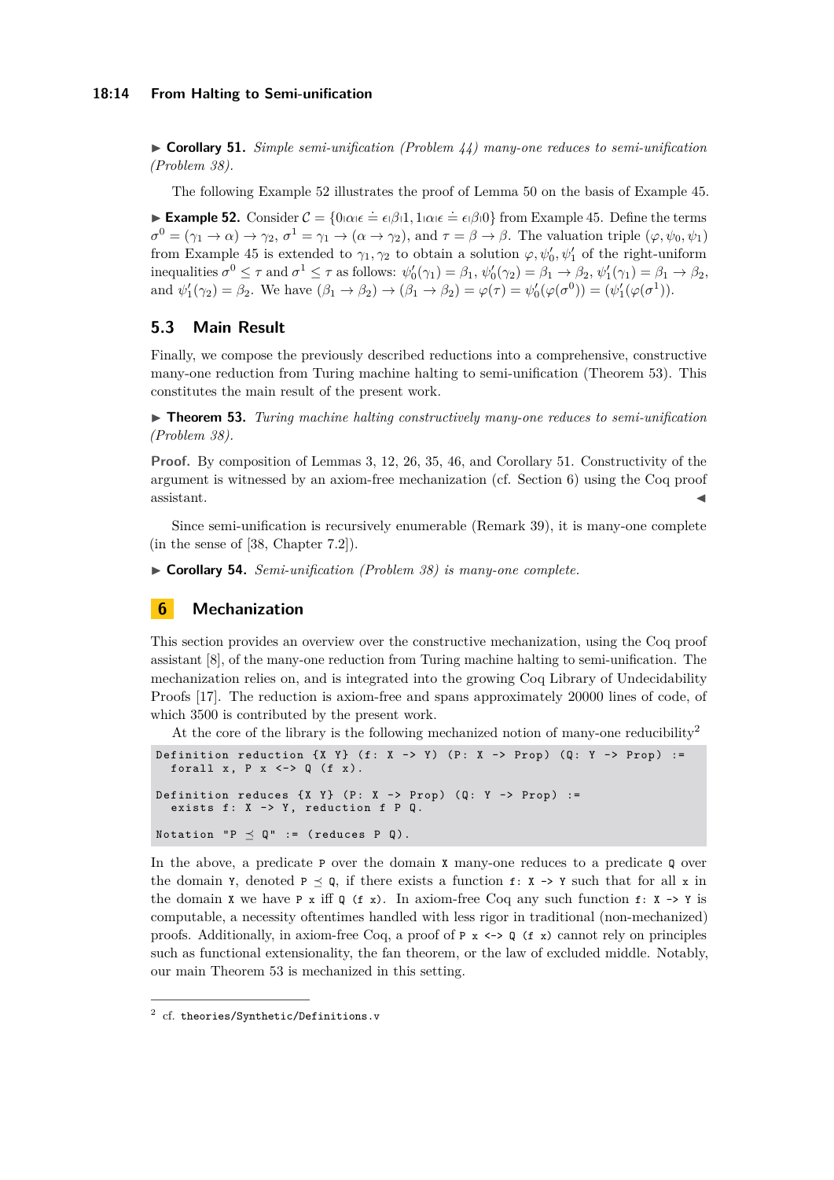▶ **Corollary 51.** *Simple semi-unification (Problem 44) many-one reduces to semi-unification (Problem 38).*

The following Example 52 illustrates the proof of Lemma 50 on the basis of Example 45.

▶ **Example 52.** Consider $\mathcal{C} = \{0|\alpha|\epsilon \doteq \epsilon|\beta|1, 1|\alpha|\epsilon \doteq \epsilon|\beta|0\}$ from Example 45. Define the terms $\sigma^0 = (\gamma_1 \to \alpha) \to \gamma_2$, $\sigma^1 = \gamma_1 \to (\alpha \to \gamma_2)$, and $\tau = \beta \to \beta$. The valuation triple $(\varphi, \psi_0, \psi_1)$ from Example 45 is extended to $\gamma_1, \gamma_2$ to obtain a solution $\varphi, \psi'_0, \psi'_1$ of the right-uniform inequalities $\sigma^0 \leq \tau$ and $\sigma^1 \leq \tau$ as follows: $\psi'_0(\gamma_1) = \beta_1$, $\psi'_0(\gamma_2) = \beta_1 \to \beta_2$, $\psi'_1(\gamma_1) = \beta_1 \to \beta_2$, and $\psi'_1(\gamma_2) = \beta_2$. We have $(\beta_1 \to \beta_2) \to (\beta_1 \to \beta_2) = \varphi(\tau) = \psi'_0(\varphi(\sigma^0)) = (\psi'_1(\varphi(\sigma^1))$.

## 5.3 Main Result

Finally, we compose the previously described reductions into a comprehensive, constructive many-one reduction from Turing machine halting to semi-unification (Theorem 53). This constitutes the main result of the present work.

▶ **Theorem 53.** *Turing machine halting constructively many-one reduces to semi-unification (Problem 38).*

**Proof.** By composition of Lemmas 3, 12, 26, 35, 46, and Corollary 51. Constructivity of the argument is witnessed by an axiom-free mechanization (cf. Section 6) using the Coq proof assistant. ◀

Since semi-unification is recursively enumerable (Remark 39), it is many-one complete (in the sense of [38, Chapter 7.2]).

▶ **Corollary 54.** *Semi-unification (Problem 38) is many-one complete.*

# 6 Mechanization

This section provides an overview over the constructive mechanization, using the Coq proof assistant [8], of the many-one reduction from Turing machine halting to semi-unification. The mechanization relies on, and is integrated into the growing Coq Library of Undecidability Proofs [17]. The reduction is axiom-free and spans approximately 20000 lines of code, of which 3500 is contributed by the present work.

At the core of the library is the following mechanized notion of many-one reducibility[2]

```
Definition reduction {X Y} (f: X -> Y) (P: X -> Prop) (Q: Y -> Prop) :=
  forall x, P x <-> Q (f x).

Definition reduces {X Y} (P: X -> Prop) (Q: Y -> Prop) :=
  exists f: X -> Y, reduction f P Q.

Notation "P ⪯ Q" := (reduces P Q).
```

In the above, a predicate `P` over the domain `X` many-one reduces to a predicate `Q` over the domain `Y`, denoted `P ⪯ Q`, if there exists a function `f: X -> Y` such that for all `x` in the domain `X` we have `P x` iff `Q (f x)`. In axiom-free Coq any such function `f: X -> Y` is computable, a necessity oftentimes handled with less rigor in traditional (non-mechanized) proofs. Additionally, in axiom-free Coq, a proof of `P x <-> Q (f x)` cannot rely on principles such as functional extensionality, the fan theorem, or the law of excluded middle. Notably, our main Theorem 53 is mechanized in this setting.

---

[2] cf. `theories/Synthetic/Definitions.v`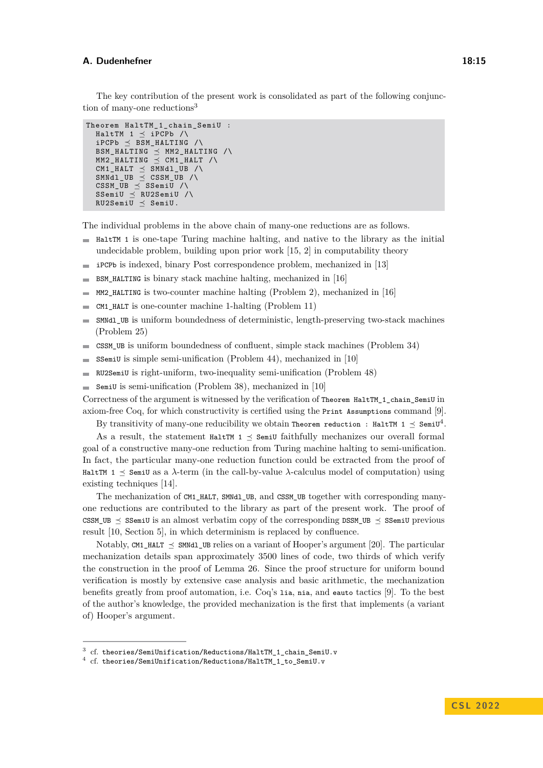The key contribution of the present work is consolidated as part of the following conjunction of many-one reductions[3]

```
Theorem HaltTM_1_chain_SemiU :
  HaltTM 1 ⪯ iPCPb /\
  iPCPb ⪯ BSM_HALTING /\
  BSM_HALTING ⪯ MM2_HALTING /\
  MM2_HALTING ⪯ CM1_HALT /\
  CM1_HALT ⪯ SMNdl_UB /\
  SMNdl_UB ⪯ CSSM_UB /\
  CSSM_UB ⪯ SSemiU /\
  SSemiU ⪯ RU2SemiU /\
  RU2SemiU ⪯ SemiU.
```

The individual problems in the above chain of many-one reductions are as follows.

- `HaltTM 1` is one-tape Turing machine halting, and native to the library as the initial undecidable problem, building upon prior work [15, 2] in computability theory
- `iPCPb` is indexed, binary Post correspondence problem, mechanized in [13]
- `BSM_HALTING` is binary stack machine halting, mechanized in [16]
- `MM2_HALTING` is two-counter machine halting (Problem 2), mechanized in [16]
- `CM1_HALT` is one-counter machine 1-halting (Problem 11)
- `SMNdl_UB` is uniform boundedness of deterministic, length-preserving two-stack machines (Problem 25)
- `CSSM_UB` is uniform boundedness of confluent, simple stack machines (Problem 34)
- `SSemiU` is simple semi-unification (Problem 44), mechanized in [10]
- `RU2SemiU` is right-uniform, two-inequality semi-unification (Problem 48)
- `SemiU` is semi-unification (Problem 38), mechanized in [10]

Correctness of the argument is witnessed by the verification of `Theorem HaltTM_1_chain_SemiU` in axiom-free Coq, for which constructivity is certified using the `Print Assumptions` command [9].

By transitivity of many-one reducibility we obtain `Theorem reduction : HaltTM 1 ⪯ SemiU`[4].

As a result, the statement `HaltTM 1 ⪯ SemiU` faithfully mechanizes our overall formal goal of a constructive many-one reduction from Turing machine halting to semi-unification. In fact, the particular many-one reduction function could be extracted from the proof of `HaltTM 1 ⪯ SemiU` as a $\lambda$-term (in the call-by-value $\lambda$-calculus model of computation) using existing techniques [14].

The mechanization of `CM1_HALT`, `SMNdl_UB`, and `CSSM_UB` together with corresponding many-one reductions are contributed to the library as part of the present work. The proof of `CSSM_UB ⪯ SSemiU` is an almost verbatim copy of the corresponding `DSSM_UB ⪯ SSemiU` previous result [10, Section 5], in which determinism is replaced by confluence.

Notably, `CM1_HALT ⪯ SMNdl_UB` relies on a variant of Hooper's argument [20]. The particular mechanization details span approximately 3500 lines of code, two thirds of which verify the construction in the proof of Lemma 26. Since the proof structure for uniform bound verification is mostly by extensive case analysis and basic arithmetic, the mechanization benefits greatly from proof automation, i.e. Coq's `lia`, `nia`, and `eauto` tactics [9]. To the best of the author's knowledge, the provided mechanization is the first that implements (a variant of) Hooper's argument.

---

[3] cf. `theories/SemiUnification/Reductions/HaltTM_1_chain_SemiU.v`

[4] cf. `theories/SemiUnification/Reductions/HaltTM_1_to_SemiU.v`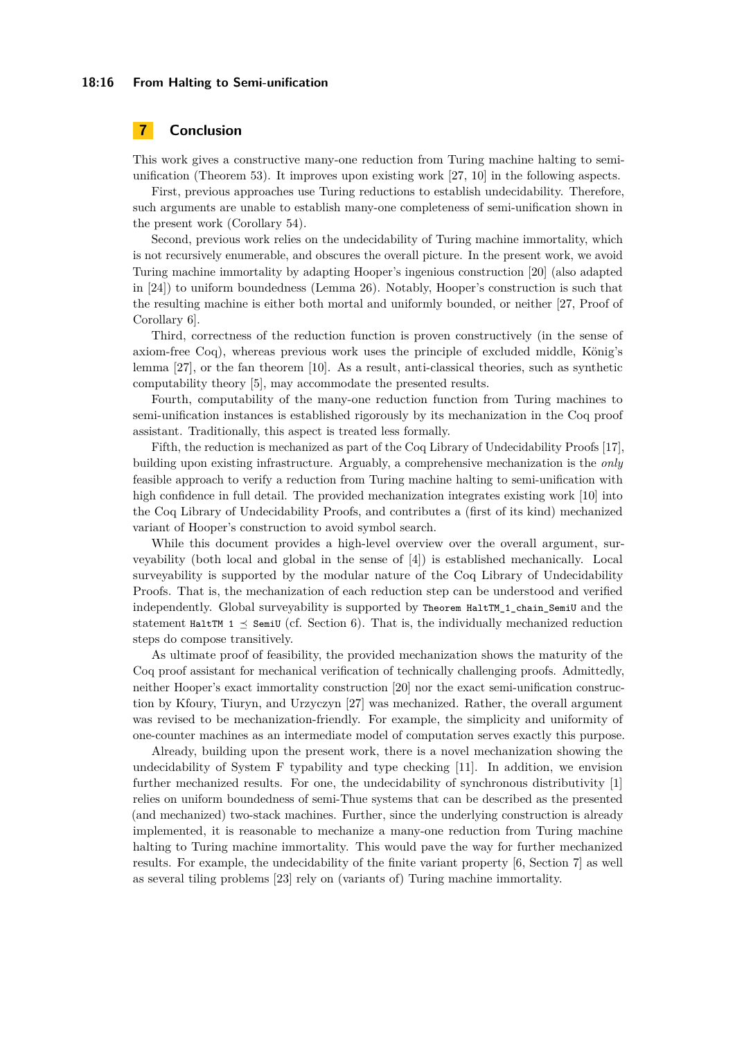## 7 Conclusion

This work gives a constructive many-one reduction from Turing machine halting to semi-unification (Theorem 53). It improves upon existing work [27, 10] in the following aspects.

First, previous approaches use Turing reductions to establish undecidability. Therefore, such arguments are unable to establish many-one completeness of semi-unification shown in the present work (Corollary 54).

Second, previous work relies on the undecidability of Turing machine immortality, which is not recursively enumerable, and obscures the overall picture. In the present work, we avoid Turing machine immortality by adapting Hooper's ingenious construction [20] (also adapted in [24]) to uniform boundedness (Lemma 26). Notably, Hooper's construction is such that the resulting machine is either both mortal and uniformly bounded, or neither [27, Proof of Corollary 6].

Third, correctness of the reduction function is proven constructively (in the sense of axiom-free Coq), whereas previous work uses the principle of excluded middle, König's lemma [27], or the fan theorem [10]. As a result, anti-classical theories, such as synthetic computability theory [5], may accommodate the presented results.

Fourth, computability of the many-one reduction function from Turing machines to semi-unification instances is established rigorously by its mechanization in the Coq proof assistant. Traditionally, this aspect is treated less formally.

Fifth, the reduction is mechanized as part of the Coq Library of Undecidability Proofs [17], building upon existing infrastructure. Arguably, a comprehensive mechanization is the *only* feasible approach to verify a reduction from Turing machine halting to semi-unification with high confidence in full detail. The provided mechanization integrates existing work [10] into the Coq Library of Undecidability Proofs, and contributes a (first of its kind) mechanized variant of Hooper's construction to avoid symbol search.

While this document provides a high-level overview over the overall argument, surveyability (both local and global in the sense of [4]) is established mechanically. Local surveyability is supported by the modular nature of the Coq Library of Undecidability Proofs. That is, the mechanization of each reduction step can be understood and verified independently. Global surveyability is supported by `Theorem HaltTM_1_chain_SemiU` and the statement `HaltTM 1` $\preceq$ `SemiU` (cf. Section 6). That is, the individually mechanized reduction steps do compose transitively.

As ultimate proof of feasibility, the provided mechanization shows the maturity of the Coq proof assistant for mechanical verification of technically challenging proofs. Admittedly, neither Hooper's exact immortality construction [20] nor the exact semi-unification construction by Kfoury, Tiuryn, and Urzyczyn [27] was mechanized. Rather, the overall argument was revised to be mechanization-friendly. For example, the simplicity and uniformity of one-counter machines as an intermediate model of computation serves exactly this purpose.

Already, building upon the present work, there is a novel mechanization showing the undecidability of System F typability and type checking [11]. In addition, we envision further mechanized results. For one, the undecidability of synchronous distributivity [1] relies on uniform boundedness of semi-Thue systems that can be described as the presented (and mechanized) two-stack machines. Further, since the underlying construction is already implemented, it is reasonable to mechanize a many-one reduction from Turing machine halting to Turing machine immortality. This would pave the way for further mechanized results. For example, the undecidability of the finite variant property [6, Section 7] as well as several tiling problems [23] rely on (variants of) Turing machine immortality.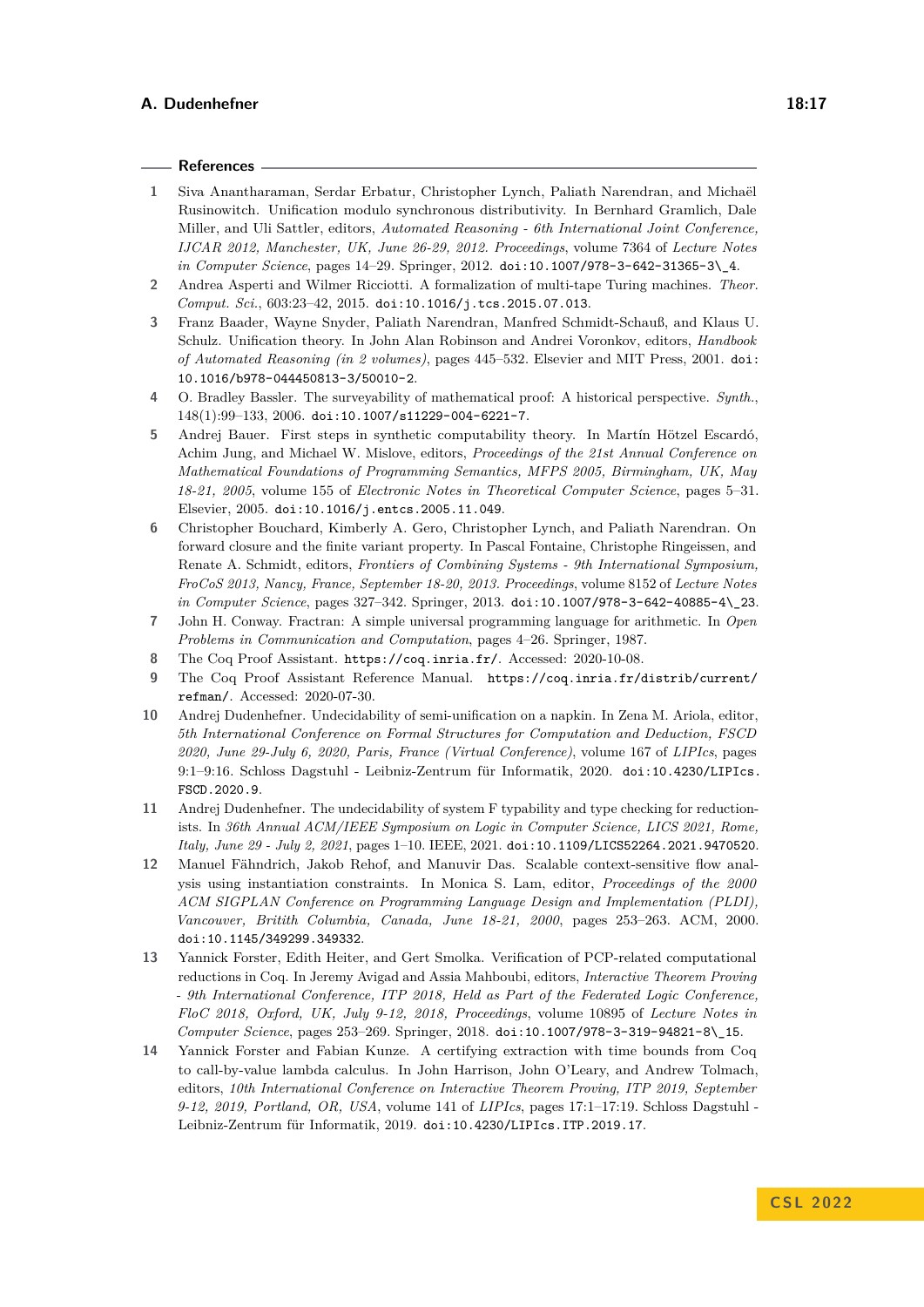## References

1. Siva Anantharaman, Serdar Erbatur, Christopher Lynch, Paliath Narendran, and Michaël Rusinowitch. Unification modulo synchronous distributivity. In Bernhard Gramlich, Dale Miller, and Uli Sattler, editors, *Automated Reasoning - 6th International Joint Conference, IJCAR 2012, Manchester, UK, June 26-29, 2012. Proceedings*, volume 7364 of *Lecture Notes in Computer Science*, pages 14–29. Springer, 2012. doi:10.1007/978-3-642-31365-3\_4.
2. Andrea Asperti and Wilmer Ricciotti. A formalization of multi-tape Turing machines. *Theor. Comput. Sci.*, 603:23–42, 2015. doi:10.1016/j.tcs.2015.07.013.
3. Franz Baader, Wayne Snyder, Paliath Narendran, Manfred Schmidt-Schauß, and Klaus U. Schulz. Unification theory. In John Alan Robinson and Andrei Voronkov, editors, *Handbook of Automated Reasoning (in 2 volumes)*, pages 445–532. Elsevier and MIT Press, 2001. doi:10.1016/b978-044450813-3/50010-2.
4. O. Bradley Bassler. The surveyability of mathematical proof: A historical perspective. *Synth.*, 148(1):99–133, 2006. doi:10.1007/s11229-004-6221-7.
5. Andrej Bauer. First steps in synthetic computability theory. In Martín Hötzel Escardó, Achim Jung, and Michael W. Mislove, editors, *Proceedings of the 21st Annual Conference on Mathematical Foundations of Programming Semantics, MFPS 2005, Birmingham, UK, May 18-21, 2005*, volume 155 of *Electronic Notes in Theoretical Computer Science*, pages 5–31. Elsevier, 2005. doi:10.1016/j.entcs.2005.11.049.
6. Christopher Bouchard, Kimberly A. Gero, Christopher Lynch, and Paliath Narendran. On forward closure and the finite variant property. In Pascal Fontaine, Christophe Ringeissen, and Renate A. Schmidt, editors, *Frontiers of Combining Systems - 9th International Symposium, FroCoS 2013, Nancy, France, September 18-20, 2013. Proceedings*, volume 8152 of *Lecture Notes in Computer Science*, pages 327–342. Springer, 2013. doi:10.1007/978-3-642-40885-4\_23.
7. John H. Conway. Fractran: A simple universal programming language for arithmetic. In *Open Problems in Communication and Computation*, pages 4–26. Springer, 1987.
8. The Coq Proof Assistant. https://coq.inria.fr/. Accessed: 2020-10-08.
9. The Coq Proof Assistant Reference Manual. https://coq.inria.fr/distrib/current/refman/. Accessed: 2020-07-30.
10. Andrej Dudenhefner. Undecidability of semi-unification on a napkin. In Zena M. Ariola, editor, *5th International Conference on Formal Structures for Computation and Deduction, FSCD 2020, June 29-July 6, 2020, Paris, France (Virtual Conference)*, volume 167 of *LIPIcs*, pages 9:1–9:16. Schloss Dagstuhl - Leibniz-Zentrum für Informatik, 2020. doi:10.4230/LIPIcs.FSCD.2020.9.
11. Andrej Dudenhefner. The undecidability of system F typability and type checking for reductionists. In *36th Annual ACM/IEEE Symposium on Logic in Computer Science, LICS 2021, Rome, Italy, June 29 - July 2, 2021*, pages 1–10. IEEE, 2021. doi:10.1109/LICS52264.2021.9470520.
12. Manuel Fähndrich, Jakob Rehof, and Manuvir Das. Scalable context-sensitive flow analysis using instantiation constraints. In Monica S. Lam, editor, *Proceedings of the 2000 ACM SIGPLAN Conference on Programming Language Design and Implementation (PLDI), Vancouver, Britith Columbia, Canada, June 18-21, 2000*, pages 253–263. ACM, 2000. doi:10.1145/349299.349332.
13. Yannick Forster, Edith Heiter, and Gert Smolka. Verification of PCP-related computational reductions in Coq. In Jeremy Avigad and Assia Mahboubi, editors, *Interactive Theorem Proving - 9th International Conference, ITP 2018, Held as Part of the Federated Logic Conference, FloC 2018, Oxford, UK, July 9-12, 2018, Proceedings*, volume 10895 of *Lecture Notes in Computer Science*, pages 253–269. Springer, 2018. doi:10.1007/978-3-319-94821-8\_15.
14. Yannick Forster and Fabian Kunze. A certifying extraction with time bounds from Coq to call-by-value lambda calculus. In John Harrison, John O'Leary, and Andrew Tolmach, editors, *10th International Conference on Interactive Theorem Proving, ITP 2019, September 9-12, 2019, Portland, OR, USA*, volume 141 of *LIPIcs*, pages 17:1–17:19. Schloss Dagstuhl - Leibniz-Zentrum für Informatik, 2019. doi:10.4230/LIPIcs.ITP.2019.17.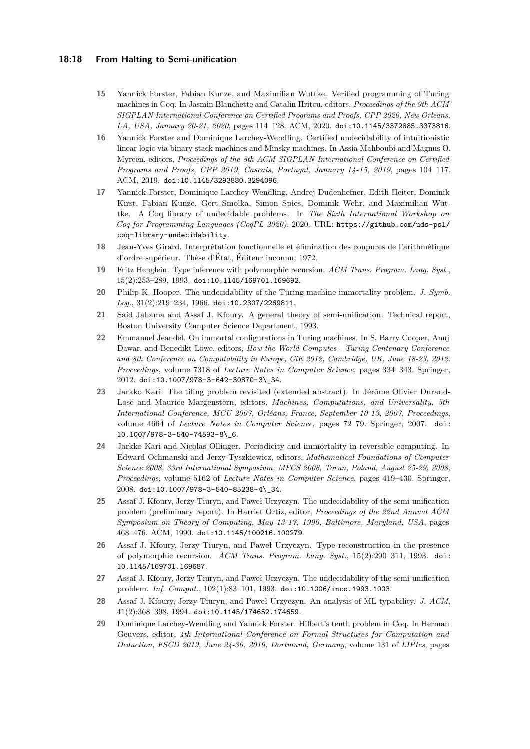15. Yannick Forster, Fabian Kunze, and Maximilian Wuttke. Verified programming of Turing machines in Coq. In Jasmin Blanchette and Catalin Hritcu, editors, *Proceedings of the 9th ACM SIGPLAN International Conference on Certified Programs and Proofs, CPP 2020, New Orleans, LA, USA, January 20-21, 2020*, pages 114–128. ACM, 2020. doi:10.1145/3372885.3373816.
16. Yannick Forster and Dominique Larchey-Wendling. Certified undecidability of intuitionistic linear logic via binary stack machines and Minsky machines. In Assia Mahboubi and Magnus O. Myreen, editors, *Proceedings of the 8th ACM SIGPLAN International Conference on Certified Programs and Proofs, CPP 2019, Cascais, Portugal, January 14-15, 2019*, pages 104–117. ACM, 2019. doi:10.1145/3293880.3294096.
17. Yannick Forster, Dominique Larchey-Wendling, Andrej Dudenhefner, Edith Heiter, Dominik Kirst, Fabian Kunze, Gert Smolka, Simon Spies, Dominik Wehr, and Maximilian Wuttke. A Coq library of undecidable problems. In *The Sixth International Workshop on Coq for Programming Languages (CoqPL 2020)*, 2020. URL: https://github.com/uds-psl/coq-library-undecidability.
18. Jean-Yves Girard. Interprétation fonctionnelle et élimination des coupures de l'arithmétique d'ordre supérieur. Thèse d'État, Éditeur inconnu, 1972.
19. Fritz Henglein. Type inference with polymorphic recursion. *ACM Trans. Program. Lang. Syst.*, 15(2):253–289, 1993. doi:10.1145/169701.169692.
20. Philip K. Hooper. The undecidability of the Turing machine immortality problem. *J. Symb. Log.*, 31(2):219–234, 1966. doi:10.2307/2269811.
21. Said Jahama and Assaf J. Kfoury. A general theory of semi-unification. Technical report, Boston University Computer Science Department, 1993.
22. Emmanuel Jeandel. On immortal configurations in Turing machines. In S. Barry Cooper, Anuj Dawar, and Benedikt Löwe, editors, *How the World Computes - Turing Centenary Conference and 8th Conference on Computability in Europe, CiE 2012, Cambridge, UK, June 18-23, 2012. Proceedings*, volume 7318 of *Lecture Notes in Computer Science*, pages 334–343. Springer, 2012. doi:10.1007/978-3-642-30870-3_34.
23. Jarkko Kari. The tiling problem revisited (extended abstract). In Jérôme Olivier Durand-Lose and Maurice Margenstern, editors, *Machines, Computations, and Universality, 5th International Conference, MCU 2007, Orléans, France, September 10-13, 2007, Proceedings*, volume 4664 of *Lecture Notes in Computer Science*, pages 72–79. Springer, 2007. doi:10.1007/978-3-540-74593-8_6.
24. Jarkko Kari and Nicolas Ollinger. Periodicity and immortality in reversible computing. In Edward Ochmanski and Jerzy Tyszkiewicz, editors, *Mathematical Foundations of Computer Science 2008, 33rd International Symposium, MFCS 2008, Torun, Poland, August 25-29, 2008, Proceedings*, volume 5162 of *Lecture Notes in Computer Science*, pages 419–430. Springer, 2008. doi:10.1007/978-3-540-85238-4_34.
25. Assaf J. Kfoury, Jerzy Tiuryn, and Paweł Urzyczyn. The undecidability of the semi-unification problem (preliminary report). In Harriet Ortiz, editor, *Proceedings of the 22nd Annual ACM Symposium on Theory of Computing, May 13-17, 1990, Baltimore, Maryland, USA*, pages 468–476. ACM, 1990. doi:10.1145/100216.100279.
26. Assaf J. Kfoury, Jerzy Tiuryn, and Paweł Urzyczyn. Type reconstruction in the presence of polymorphic recursion. *ACM Trans. Program. Lang. Syst.*, 15(2):290–311, 1993. doi:10.1145/169701.169687.
27. Assaf J. Kfoury, Jerzy Tiuryn, and Paweł Urzyczyn. The undecidability of the semi-unification problem. *Inf. Comput.*, 102(1):83–101, 1993. doi:10.1006/inco.1993.1003.
28. Assaf J. Kfoury, Jerzy Tiuryn, and Paweł Urzyczyn. An analysis of ML typability. *J. ACM*, 41(2):368–398, 1994. doi:10.1145/174652.174659.
29. Dominique Larchey-Wendling and Yannick Forster. Hilbert's tenth problem in Coq. In Herman Geuvers, editor, *4th International Conference on Formal Structures for Computation and Deduction, FSCD 2019, June 24-30, 2019, Dortmund, Germany*, volume 131 of *LIPIcs*, pages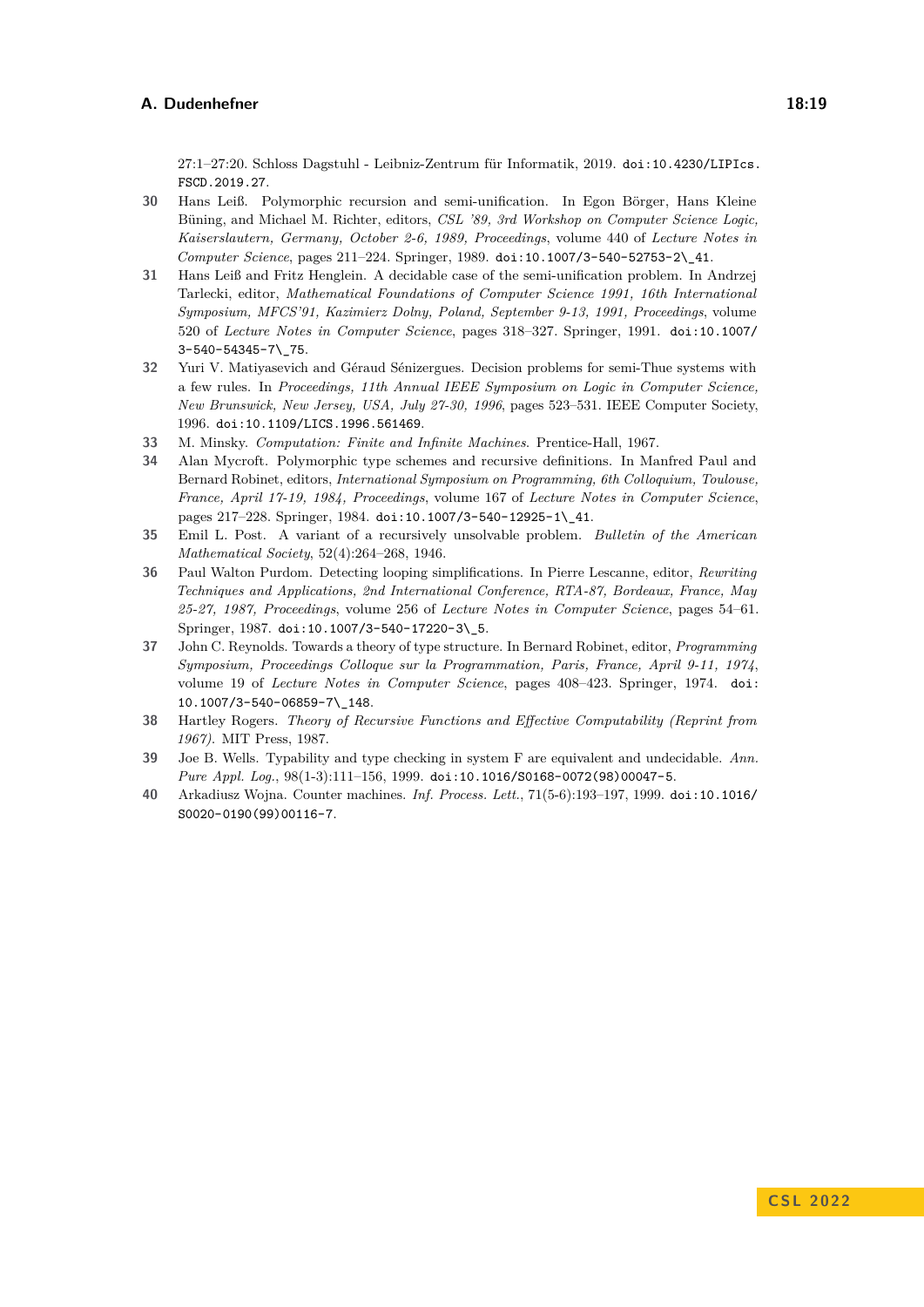27:1–27:20. Schloss Dagstuhl - Leibniz-Zentrum für Informatik, 2019. doi:10.4230/LIPIcs.FSCD.2019.27.

**30** Hans Leiß. Polymorphic recursion and semi-unification. In Egon Börger, Hans Kleine Büning, and Michael M. Richter, editors, *CSL '89, 3rd Workshop on Computer Science Logic, Kaiserslautern, Germany, October 2-6, 1989, Proceedings*, volume 440 of *Lecture Notes in Computer Science*, pages 211–224. Springer, 1989. doi:10.1007/3-540-52753-2\_41.

**31** Hans Leiß and Fritz Henglein. A decidable case of the semi-unification problem. In Andrzej Tarlecki, editor, *Mathematical Foundations of Computer Science 1991, 16th International Symposium, MFCS'91, Kazimierz Dolny, Poland, September 9-13, 1991, Proceedings*, volume 520 of *Lecture Notes in Computer Science*, pages 318–327. Springer, 1991. doi:10.1007/3-540-54345-7\_75.

**32** Yuri V. Matiyasevich and Géraud Sénizergues. Decision problems for semi-Thue systems with a few rules. In *Proceedings, 11th Annual IEEE Symposium on Logic in Computer Science, New Brunswick, New Jersey, USA, July 27-30, 1996*, pages 523–531. IEEE Computer Society, 1996. doi:10.1109/LICS.1996.561469.

**33** M. Minsky. *Computation: Finite and Infinite Machines*. Prentice-Hall, 1967.

**34** Alan Mycroft. Polymorphic type schemes and recursive definitions. In Manfred Paul and Bernard Robinet, editors, *International Symposium on Programming, 6th Colloquium, Toulouse, France, April 17-19, 1984, Proceedings*, volume 167 of *Lecture Notes in Computer Science*, pages 217–228. Springer, 1984. doi:10.1007/3-540-12925-1\_41.

**35** Emil L. Post. A variant of a recursively unsolvable problem. *Bulletin of the American Mathematical Society*, 52(4):264–268, 1946.

**36** Paul Walton Purdom. Detecting looping simplifications. In Pierre Lescanne, editor, *Rewriting Techniques and Applications, 2nd International Conference, RTA-87, Bordeaux, France, May 25-27, 1987, Proceedings*, volume 256 of *Lecture Notes in Computer Science*, pages 54–61. Springer, 1987. doi:10.1007/3-540-17220-3\_5.

**37** John C. Reynolds. Towards a theory of type structure. In Bernard Robinet, editor, *Programming Symposium, Proceedings Colloque sur la Programmation, Paris, France, April 9-11, 1974*, volume 19 of *Lecture Notes in Computer Science*, pages 408–423. Springer, 1974. doi:10.1007/3-540-06859-7\_148.

**38** Hartley Rogers. *Theory of Recursive Functions and Effective Computability (Reprint from 1967)*. MIT Press, 1987.

**39** Joe B. Wells. Typability and type checking in system F are equivalent and undecidable. *Ann. Pure Appl. Log.*, 98(1-3):111–156, 1999. doi:10.1016/S0168-0072(98)00047-5.

**40** Arkadiusz Wojna. Counter machines. *Inf. Process. Lett.*, 71(5-6):193–197, 1999. doi:10.1016/S0020-0190(99)00116-7.